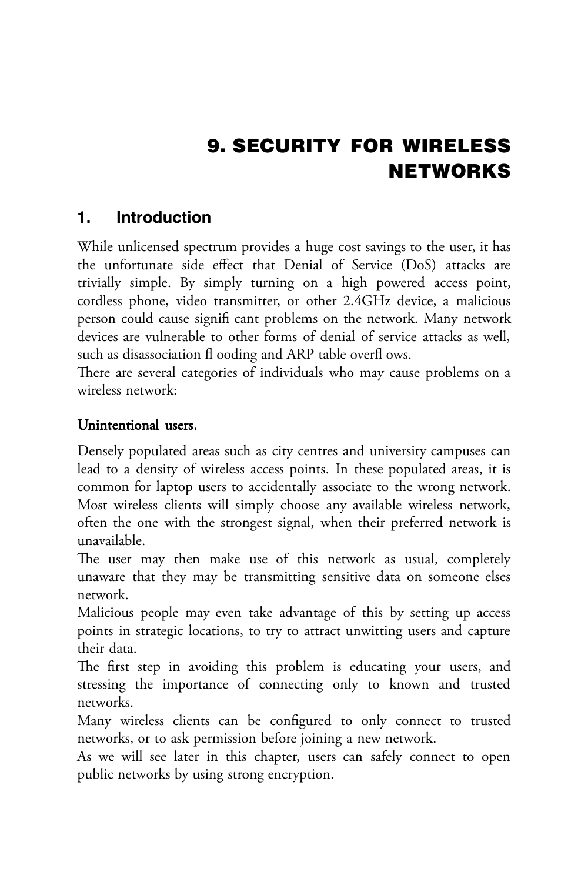# 9. SECURITY FOR WIRELESS NETWORKS

## 1. Introduction

While unlicensed spectrum provides a huge cost savings to the user, it has the unfortunate side effect that Denial of Service (DoS) attacks are trivially simple. By simply turning on a high powered access point, cordless phone, video transmitter, or other 2.4GHz device, a malicious person could cause significant problems on the network. Many network devices are vulnerable to other forms of denial of service attacks as well, such as disassociation flooding and ARP table overflows.

There are several categories of individuals who may cause problems on a wireless network:

### Unintentional users.

Densely populated areas such as city centres and university campuses can lead to a density of wireless access points. In these populated areas, it is common for laptop users to accidentally associate to the wrong network. Most wireless clients will simply choose any available wireless network, often the one with the strongest signal, when their preferred network is unavailable.

The user may then make use of this network as usual, completely unaware that they may be transmitting sensitive data on someone elses network.

Malicious people may even take advantage of this by setting up access points in strategic locations, to try to attract unwitting users and capture their data.

The first step in avoiding this problem is educating your users, and stressing the importance of connecting only to known and trusted networks.

Many wireless clients can be configured to only connect to trusted networks, or to ask permission before joining a new network.

As we will see later in this chapter, users can safely connect to open public networks by using strong encryption.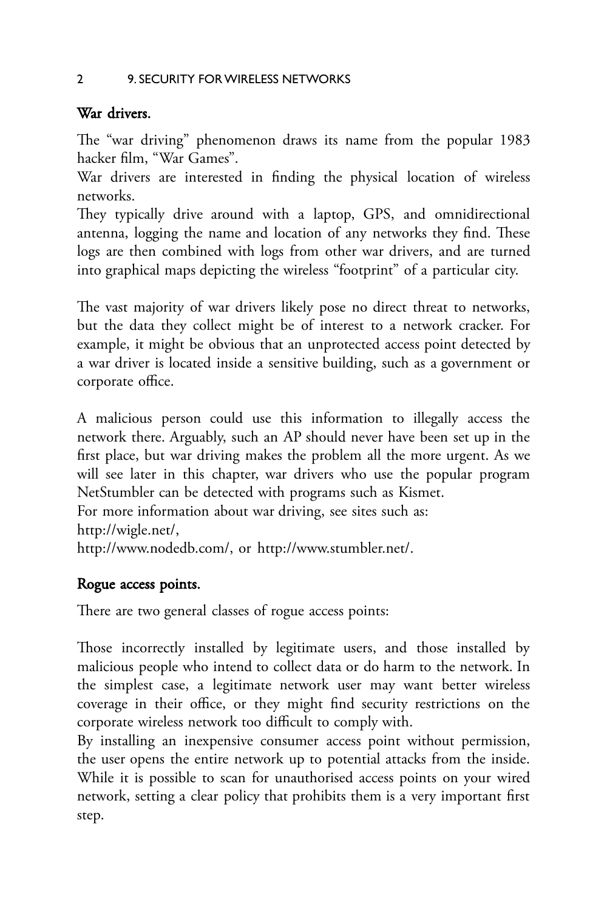**War drivers.**

The “war driving” phenomenon draws its name from the popular 1983 hacker film, “War Games”.

War drivers are interested in finding the physical location of wireless networks.

They typically drive around with a laptop, GPS, and omnidirectional antenna, logging the name and location of any networks they find. These logs are then combined with logs from other war drivers, and are turned into graphical maps depicting the wireless “footprint” of a particular city.

The vast majority of war drivers likely pose no direct threat to networks, but the data they collect might be of interest to a network cracker. For example, it might be obvious that an unprotected access point detected by a war driver is located inside a sensitive building, such as a government or corporate office.

A malicious person could use this information to illegally access the network there. Arguably, such an AP should never have been set up in the first place, but war driving makes the problem all the more urgent. As we will see later in this chapter, war drivers who use the popular program NetStumbler can be detected with programs such as Kismet.

For more information about war driving, see sites such as:
http://wigle.net/,
http://www.nodedb.com/, or http://www.stumbler.net/.

**Rogue access points.**

There are two general classes of rogue access points:

Those incorrectly installed by legitimate users, and those installed by malicious people who intend to collect data or do harm to the network. In the simplest case, a legitimate network user may want better wireless coverage in their office, or they might find security restrictions on the corporate wireless network too difficult to comply with.

By installing an inexpensive consumer access point without permission, the user opens the entire network up to potential attacks from the inside. While it is possible to scan for unauthorised access points on your wired network, setting a clear policy that prohibits them is a very important first step.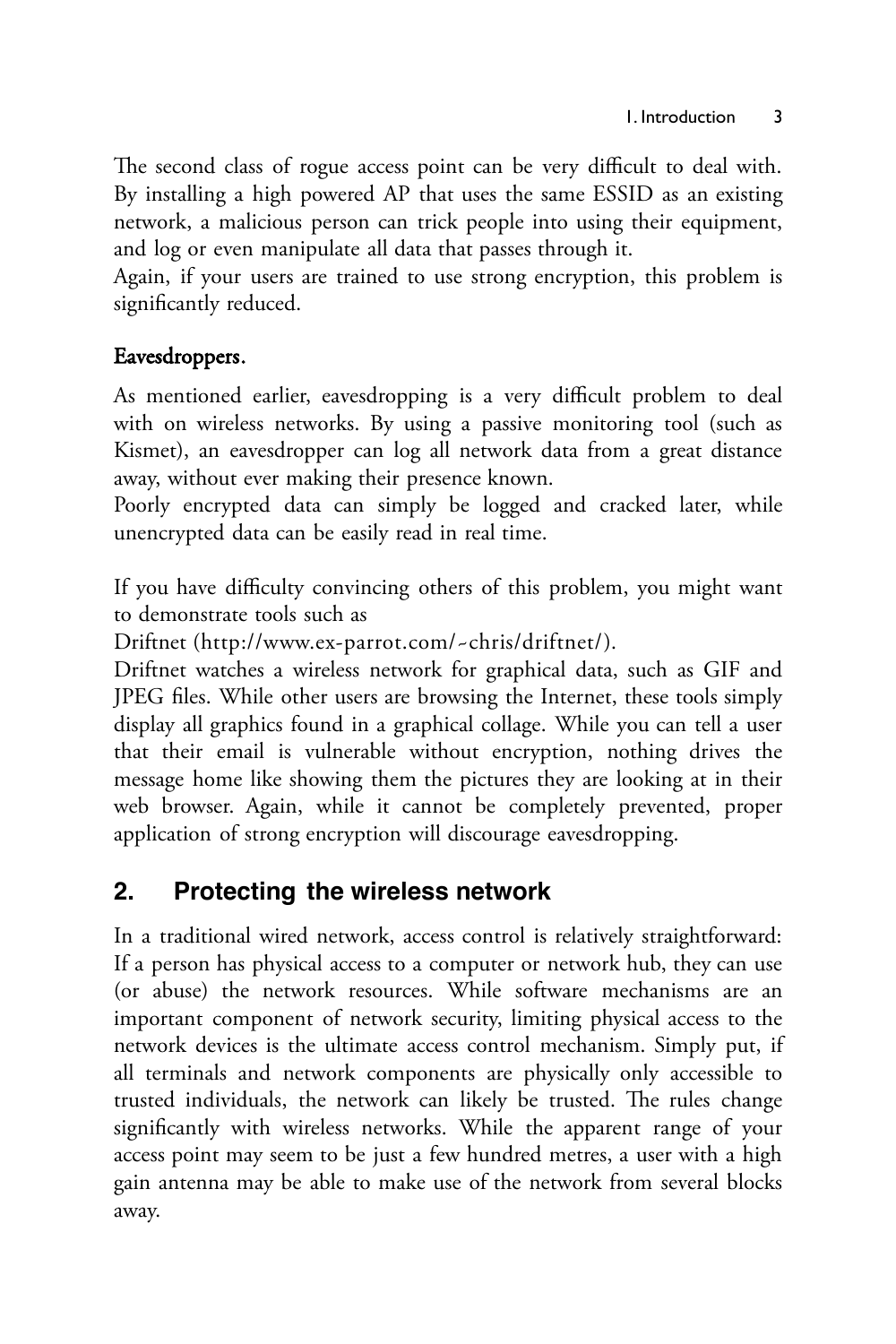The second class of rogue access point can be very difficult to deal with. By installing a high powered AP that uses the same ESSID as an existing network, a malicious person can trick people into using their equipment, and log or even manipulate all data that passes through it.
Again, if your users are trained to use strong encryption, this problem is significantly reduced.

**Eavesdroppers.**

As mentioned earlier, eavesdropping is a very difficult problem to deal with on wireless networks. By using a passive monitoring tool (such as Kismet), an eavesdropper can log all network data from a great distance away, without ever making their presence known.
Poorly encrypted data can simply be logged and cracked later, while unencrypted data can be easily read in real time.

If you have difficulty convincing others of this problem, you might want to demonstrate tools such as
Driftnet (http://www.ex-parrot.com/~chris/driftnet/).
Driftnet watches a wireless network for graphical data, such as GIF and JPEG files. While other users are browsing the Internet, these tools simply display all graphics found in a graphical collage. While you can tell a user that their email is vulnerable without encryption, nothing drives the message home like showing them the pictures they are looking at in their web browser. Again, while it cannot be completely prevented, proper application of strong encryption will discourage eavesdropping.

## 2. Protecting the wireless network

In a traditional wired network, access control is relatively straightforward: If a person has physical access to a computer or network hub, they can use (or abuse) the network resources. While software mechanisms are an important component of network security, limiting physical access to the network devices is the ultimate access control mechanism. Simply put, if all terminals and network components are physically only accessible to trusted individuals, the network can likely be trusted. The rules change significantly with wireless networks. While the apparent range of your access point may seem to be just a few hundred metres, a user with a high gain antenna may be able to make use of the network from several blocks away.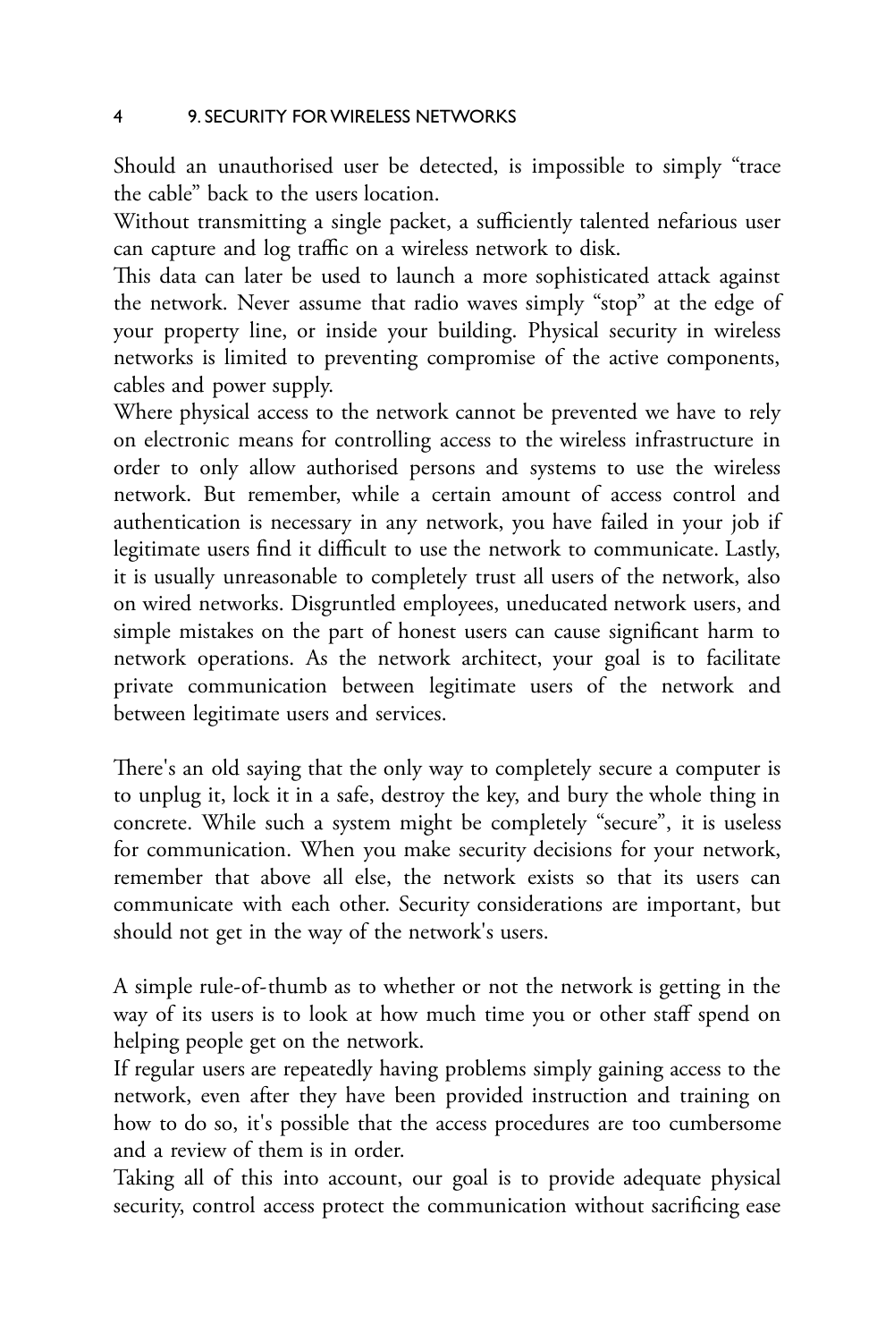Should an unauthorised user be detected, is impossible to simply "trace the cable" back to the users location.

Without transmitting a single packet, a sufficiently talented nefarious user can capture and log traffic on a wireless network to disk.

This data can later be used to launch a more sophisticated attack against the network. Never assume that radio waves simply "stop" at the edge of your property line, or inside your building. Physical security in wireless networks is limited to preventing compromise of the active components, cables and power supply.

Where physical access to the network cannot be prevented we have to rely on electronic means for controlling access to the wireless infrastructure in order to only allow authorised persons and systems to use the wireless network. But remember, while a certain amount of access control and authentication is necessary in any network, you have failed in your job if legitimate users find it difficult to use the network to communicate. Lastly, it is usually unreasonable to completely trust all users of the network, also on wired networks. Disgruntled employees, uneducated network users, and simple mistakes on the part of honest users can cause significant harm to network operations. As the network architect, your goal is to facilitate private communication between legitimate users of the network and between legitimate users and services.

There's an old saying that the only way to completely secure a computer is to unplug it, lock it in a safe, destroy the key, and bury the whole thing in concrete. While such a system might be completely "secure", it is useless for communication. When you make security decisions for your network, remember that above all else, the network exists so that its users can communicate with each other. Security considerations are important, but should not get in the way of the network's users.

A simple rule-of-thumb as to whether or not the network is getting in the way of its users is to look at how much time you or other staff spend on helping people get on the network.

If regular users are repeatedly having problems simply gaining access to the network, even after they have been provided instruction and training on how to do so, it's possible that the access procedures are too cumbersome and a review of them is in order.

Taking all of this into account, our goal is to provide adequate physical security, control access protect the communication without sacrificing ease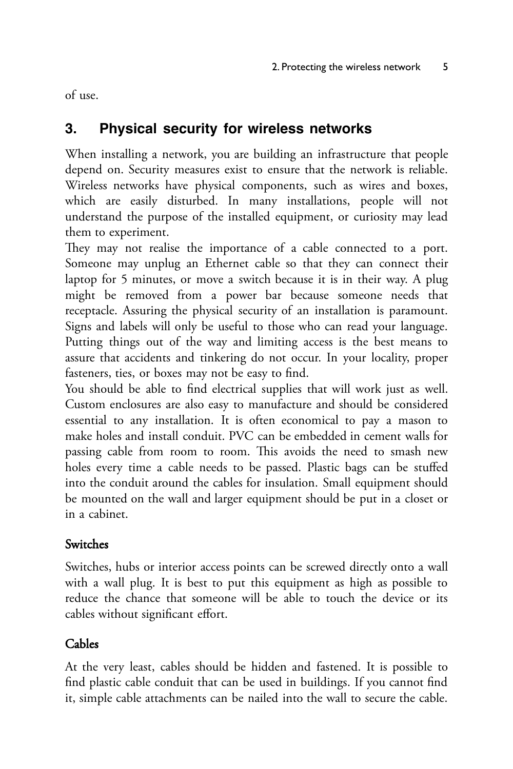of use.

## 3. Physical security for wireless networks

When installing a network, you are building an infrastructure that people depend on. Security measures exist to ensure that the network is reliable. Wireless networks have physical components, such as wires and boxes, which are easily disturbed. In many installations, people will not understand the purpose of the installed equipment, or curiosity may lead them to experiment.

They may not realise the importance of a cable connected to a port. Someone may unplug an Ethernet cable so that they can connect their laptop for 5 minutes, or move a switch because it is in their way. A plug might be removed from a power bar because someone needs that receptacle. Assuring the physical security of an installation is paramount. Signs and labels will only be useful to those who can read your language. Putting things out of the way and limiting access is the best means to assure that accidents and tinkering do not occur. In your locality, proper fasteners, ties, or boxes may not be easy to find.

You should be able to find electrical supplies that will work just as well. Custom enclosures are also easy to manufacture and should be considered essential to any installation. It is often economical to pay a mason to make holes and install conduit. PVC can be embedded in cement walls for passing cable from room to room. This avoids the need to smash new holes every time a cable needs to be passed. Plastic bags can be stuffed into the conduit around the cables for insulation. Small equipment should be mounted on the wall and larger equipment should be put in a closet or in a cabinet.

### Switches

Switches, hubs or interior access points can be screwed directly onto a wall with a wall plug. It is best to put this equipment as high as possible to reduce the chance that someone will be able to touch the device or its cables without significant effort.

### Cables

At the very least, cables should be hidden and fastened. It is possible to find plastic cable conduit that can be used in buildings. If you cannot find it, simple cable attachments can be nailed into the wall to secure the cable.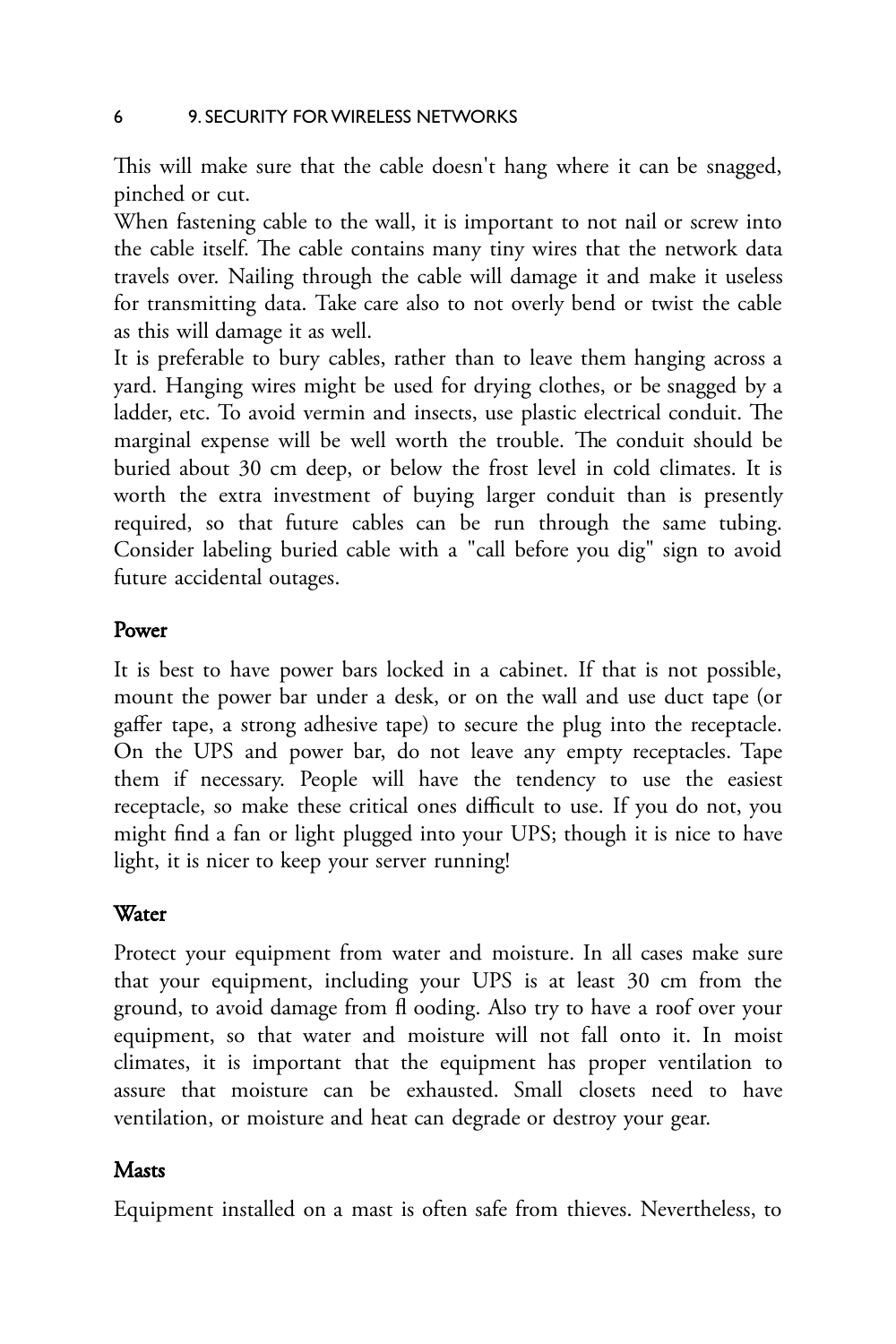This will make sure that the cable doesn't hang where it can be snagged, pinched or cut.

When fastening cable to the wall, it is important to not nail or screw into the cable itself. The cable contains many tiny wires that the network data travels over. Nailing through the cable will damage it and make it useless for transmitting data. Take care also to not overly bend or twist the cable as this will damage it as well.

It is preferable to bury cables, rather than to leave them hanging across a yard. Hanging wires might be used for drying clothes, or be snagged by a ladder, etc. To avoid vermin and insects, use plastic electrical conduit. The marginal expense will be well worth the trouble. The conduit should be buried about 30 cm deep, or below the frost level in cold climates. It is worth the extra investment of buying larger conduit than is presently required, so that future cables can be run through the same tubing. Consider labeling buried cable with a "call before you dig" sign to avoid future accidental outages.

### Power

It is best to have power bars locked in a cabinet. If that is not possible, mount the power bar under a desk, or on the wall and use duct tape (or gaffer tape, a strong adhesive tape) to secure the plug into the receptacle. On the UPS and power bar, do not leave any empty receptacles. Tape them if necessary. People will have the tendency to use the easiest receptacle, so make these critical ones difficult to use. If you do not, you might find a fan or light plugged into your UPS; though it is nice to have light, it is nicer to keep your server running!

### Water

Protect your equipment from water and moisture. In all cases make sure that your equipment, including your UPS is at least 30 cm from the ground, to avoid damage from fl ooding. Also try to have a roof over your equipment, so that water and moisture will not fall onto it. In moist climates, it is important that the equipment has proper ventilation to assure that moisture can be exhausted. Small closets need to have ventilation, or moisture and heat can degrade or destroy your gear.

### Masts

Equipment installed on a mast is often safe from thieves. Nevertheless, to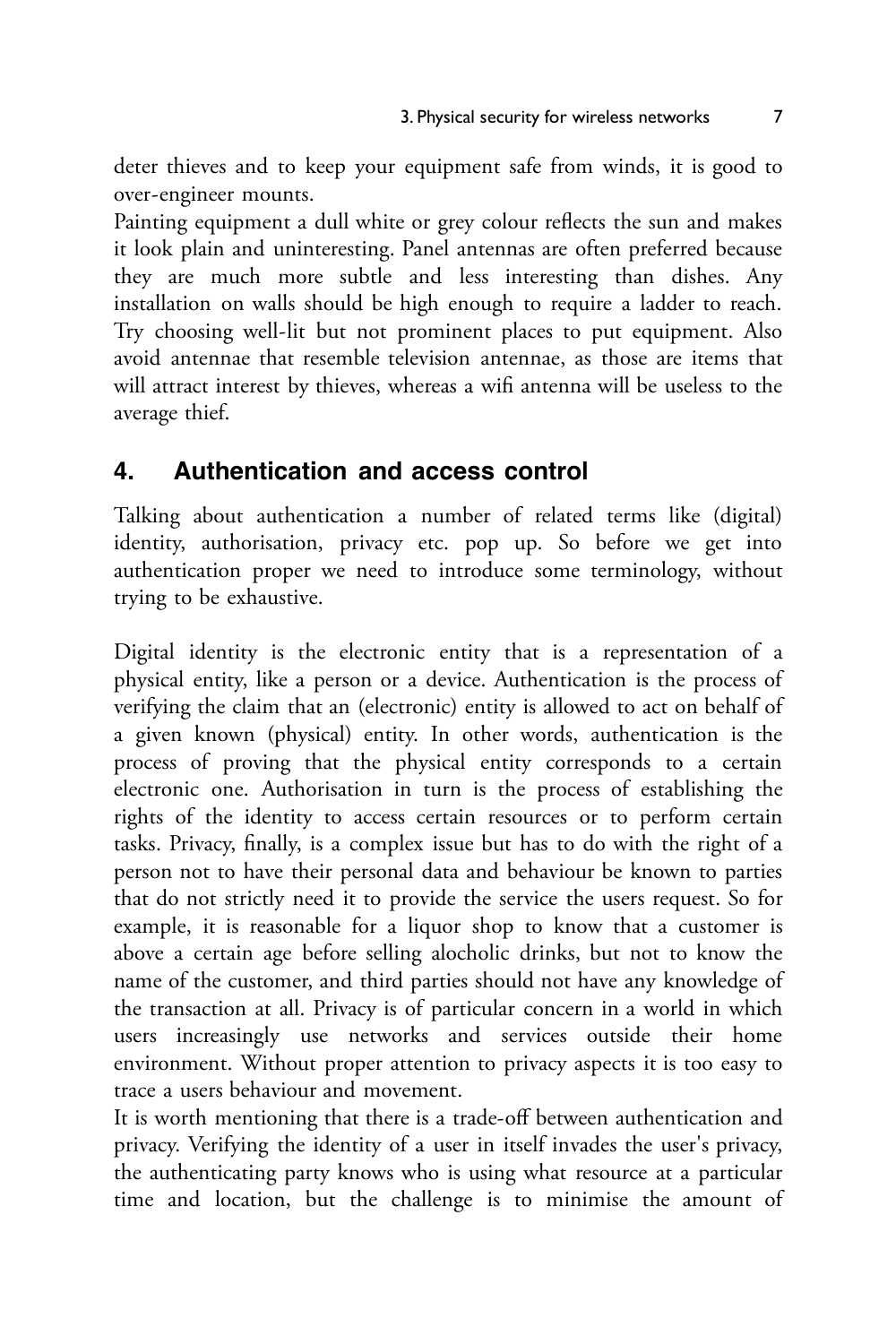deter thieves and to keep your equipment safe from winds, it is good to over-engineer mounts.

Painting equipment a dull white or grey colour reflects the sun and makes it look plain and uninteresting. Panel antennas are often preferred because they are much more subtle and less interesting than dishes. Any installation on walls should be high enough to require a ladder to reach. Try choosing well-lit but not prominent places to put equipment. Also avoid antennae that resemble television antennae, as those are items that will attract interest by thieves, whereas a wifi antenna will be useless to the average thief.

## 4. Authentication and access control

Talking about authentication a number of related terms like (digital) identity, authorisation, privacy etc. pop up. So before we get into authentication proper we need to introduce some terminology, without trying to be exhaustive.

Digital identity is the electronic entity that is a representation of a physical entity, like a person or a device. Authentication is the process of verifying the claim that an (electronic) entity is allowed to act on behalf of a given known (physical) entity. In other words, authentication is the process of proving that the physical entity corresponds to a certain electronic one. Authorisation in turn is the process of establishing the rights of the identity to access certain resources or to perform certain tasks. Privacy, finally, is a complex issue but has to do with the right of a person not to have their personal data and behaviour be known to parties that do not strictly need it to provide the service the users request. So for example, it is reasonable for a liquor shop to know that a customer is above a certain age before selling alocholic drinks, but not to know the name of the customer, and third parties should not have any knowledge of the transaction at all. Privacy is of particular concern in a world in which users increasingly use networks and services outside their home environment. Without proper attention to privacy aspects it is too easy to trace a users behaviour and movement.

It is worth mentioning that there is a trade-off between authentication and privacy. Verifying the identity of a user in itself invades the user's privacy, the authenticating party knows who is using what resource at a particular time and location, but the challenge is to minimise the amount of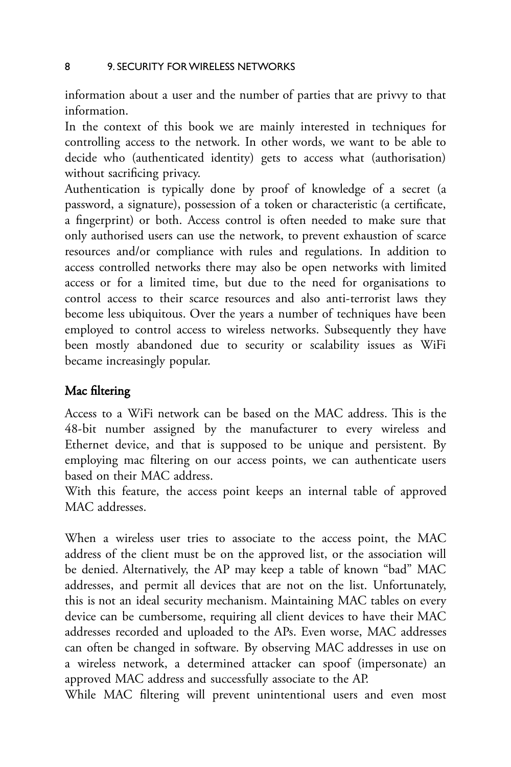information about a user and the number of parties that are privvy to that information.

In the context of this book we are mainly interested in techniques for controlling access to the network. In other words, we want to be able to decide who (authenticated identity) gets to access what (authorisation) without sacrificing privacy.

Authentication is typically done by proof of knowledge of a secret (a password, a signature), possession of a token or characteristic (a certificate, a fingerprint) or both. Access control is often needed to make sure that only authorised users can use the network, to prevent exhaustion of scarce resources and/or compliance with rules and regulations. In addition to access controlled networks there may also be open networks with limited access or for a limited time, but due to the need for organisations to control access to their scarce resources and also anti-terrorist laws they become less ubiquitous. Over the years a number of techniques have been employed to control access to wireless networks. Subsequently they have been mostly abandoned due to security or scalability issues as WiFi became increasingly popular.

## Mac filtering

Access to a WiFi network can be based on the MAC address. This is the 48-bit number assigned by the manufacturer to every wireless and Ethernet device, and that is supposed to be unique and persistent. By employing mac filtering on our access points, we can authenticate users based on their MAC address.

With this feature, the access point keeps an internal table of approved MAC addresses.

When a wireless user tries to associate to the access point, the MAC address of the client must be on the approved list, or the association will be denied. Alternatively, the AP may keep a table of known "bad" MAC addresses, and permit all devices that are not on the list. Unfortunately, this is not an ideal security mechanism. Maintaining MAC tables on every device can be cumbersome, requiring all client devices to have their MAC addresses recorded and uploaded to the APs. Even worse, MAC addresses can often be changed in software. By observing MAC addresses in use on a wireless network, a determined attacker can spoof (impersonate) an approved MAC address and successfully associate to the AP.

While MAC filtering will prevent unintentional users and even most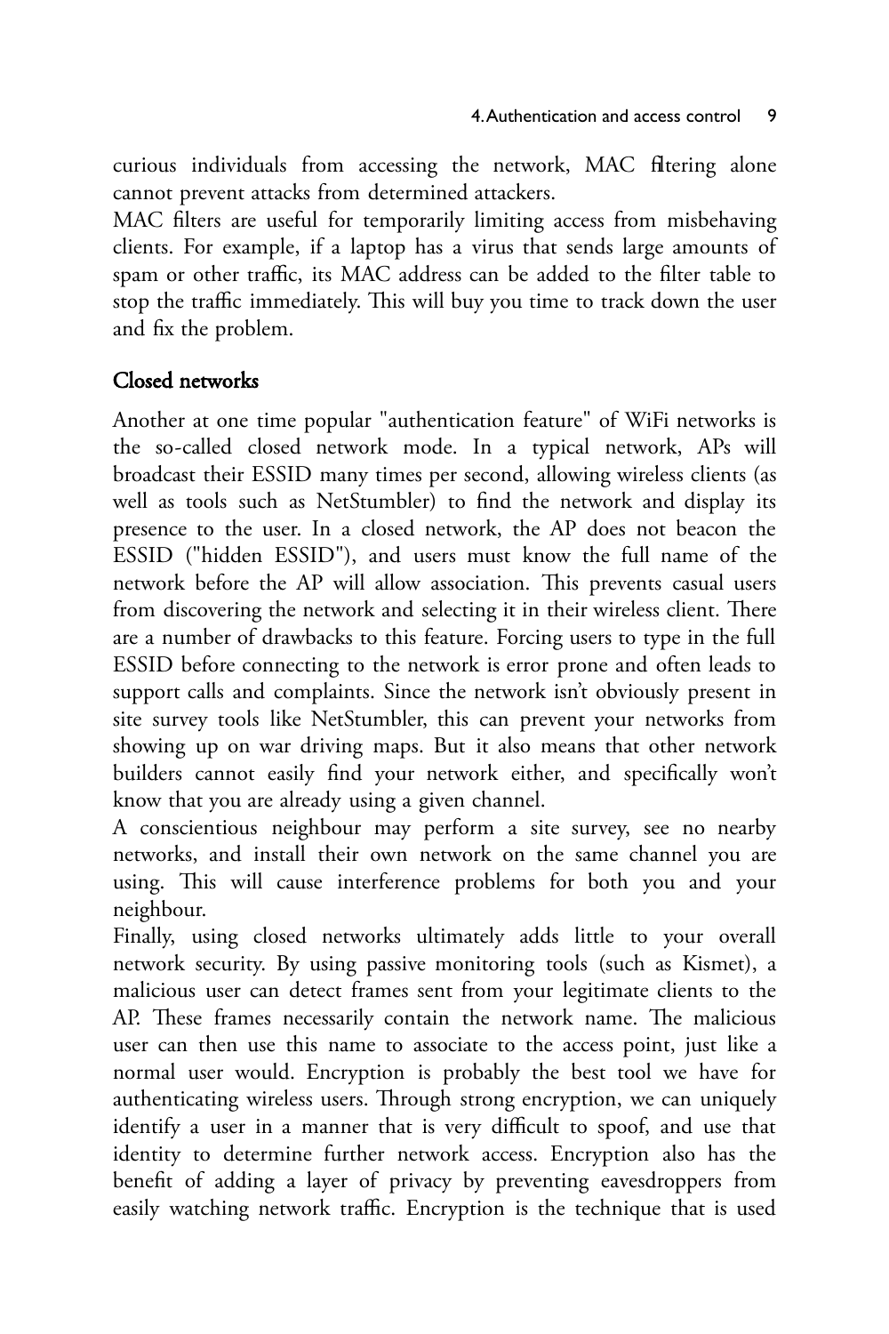curious individuals from accessing the network, MAC filtering alone cannot prevent attacks from determined attackers.

MAC filters are useful for temporarily limiting access from misbehaving clients. For example, if a laptop has a virus that sends large amounts of spam or other traffic, its MAC address can be added to the filter table to stop the traffic immediately. This will buy you time to track down the user and fix the problem.

## Closed networks

Another at one time popular "authentication feature" of WiFi networks is the so-called closed network mode. In a typical network, APs will broadcast their ESSID many times per second, allowing wireless clients (as well as tools such as NetStumbler) to find the network and display its presence to the user. In a closed network, the AP does not beacon the ESSID ("hidden ESSID"), and users must know the full name of the network before the AP will allow association. This prevents casual users from discovering the network and selecting it in their wireless client. There are a number of drawbacks to this feature. Forcing users to type in the full ESSID before connecting to the network is error prone and often leads to support calls and complaints. Since the network isn't obviously present in site survey tools like NetStumbler, this can prevent your networks from showing up on war driving maps. But it also means that other network builders cannot easily find your network either, and specifically won't know that you are already using a given channel.

A conscientious neighbour may perform a site survey, see no nearby networks, and install their own network on the same channel you are using. This will cause interference problems for both you and your neighbour.

Finally, using closed networks ultimately adds little to your overall network security. By using passive monitoring tools (such as Kismet), a malicious user can detect frames sent from your legitimate clients to the AP. These frames necessarily contain the network name. The malicious user can then use this name to associate to the access point, just like a normal user would. Encryption is probably the best tool we have for authenticating wireless users. Through strong encryption, we can uniquely identify a user in a manner that is very difficult to spoof, and use that identity to determine further network access. Encryption also has the benefit of adding a layer of privacy by preventing eavesdroppers from easily watching network traffic. Encryption is the technique that is used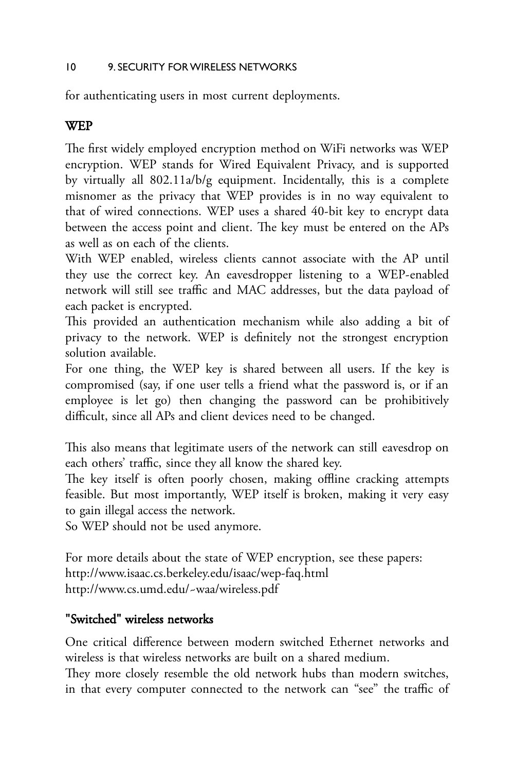for authenticating users in most current deployments.

## WEP

The first widely employed encryption method on WiFi networks was WEP encryption. WEP stands for Wired Equivalent Privacy, and is supported by virtually all 802.11a/b/g equipment. Incidentally, this is a complete misnomer as the privacy that WEP provides is in no way equivalent to that of wired connections. WEP uses a shared 40-bit key to encrypt data between the access point and client. The key must be entered on the APs as well as on each of the clients.

With WEP enabled, wireless clients cannot associate with the AP until they use the correct key. An eavesdropper listening to a WEP-enabled network will still see traffic and MAC addresses, but the data payload of each packet is encrypted.

This provided an authentication mechanism while also adding a bit of privacy to the network. WEP is definitely not the strongest encryption solution available.

For one thing, the WEP key is shared between all users. If the key is compromised (say, if one user tells a friend what the password is, or if an employee is let go) then changing the password can be prohibitively difficult, since all APs and client devices need to be changed.

This also means that legitimate users of the network can still eavesdrop on each others' traffic, since they all know the shared key.

The key itself is often poorly chosen, making offline cracking attempts feasible. But most importantly, WEP itself is broken, making it very easy to gain illegal access the network.

So WEP should not be used anymore.

For more details about the state of WEP encryption, see these papers:
http://www.isaac.cs.berkeley.edu/isaac/wep-faq.html
http://www.cs.umd.edu/~waa/wireless.pdf

## "Switched" wireless networks

One critical difference between modern switched Ethernet networks and wireless is that wireless networks are built on a shared medium.

They more closely resemble the old network hubs than modern switches, in that every computer connected to the network can "see" the traffic of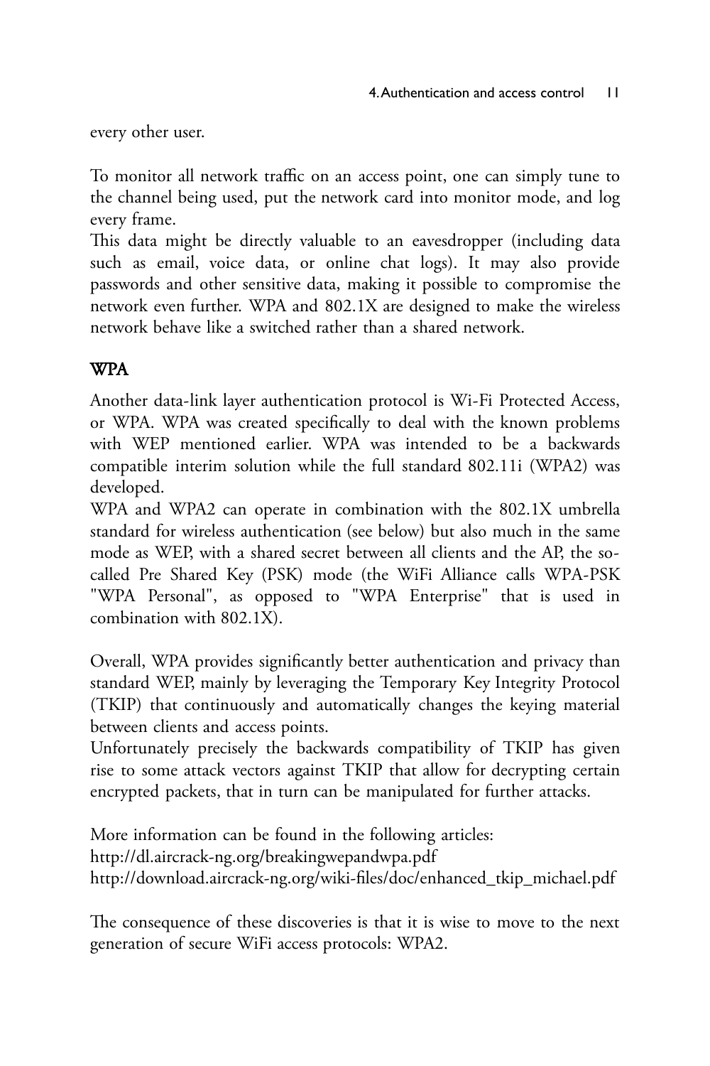every other user.

To monitor all network traffic on an access point, one can simply tune to the channel being used, put the network card into monitor mode, and log every frame.
This data might be directly valuable to an eavesdropper (including data such as email, voice data, or online chat logs). It may also provide passwords and other sensitive data, making it possible to compromise the network even further. WPA and 802.1X are designed to make the wireless network behave like a switched rather than a shared network.

## WPA

Another data-link layer authentication protocol is Wi-Fi Protected Access, or WPA. WPA was created specifically to deal with the known problems with WEP mentioned earlier. WPA was intended to be a backwards compatible interim solution while the full standard 802.11i (WPA2) was developed.
WPA and WPA2 can operate in combination with the 802.1X umbrella standard for wireless authentication (see below) but also much in the same mode as WEP, with a shared secret between all clients and the AP, the so-called Pre Shared Key (PSK) mode (the WiFi Alliance calls WPA-PSK "WPA Personal", as opposed to "WPA Enterprise" that is used in combination with 802.1X).

Overall, WPA provides significantly better authentication and privacy than standard WEP, mainly by leveraging the Temporary Key Integrity Protocol (TKIP) that continuously and automatically changes the keying material between clients and access points.
Unfortunately precisely the backwards compatibility of TKIP has given rise to some attack vectors against TKIP that allow for decrypting certain encrypted packets, that in turn can be manipulated for further attacks.

More information can be found in the following articles:
http://dl.aircrack-ng.org/breakingwepandwpa.pdf
http://download.aircrack-ng.org/wiki-files/doc/enhanced_tkip_michael.pdf

The consequence of these discoveries is that it is wise to move to the next generation of secure WiFi access protocols: WPA2.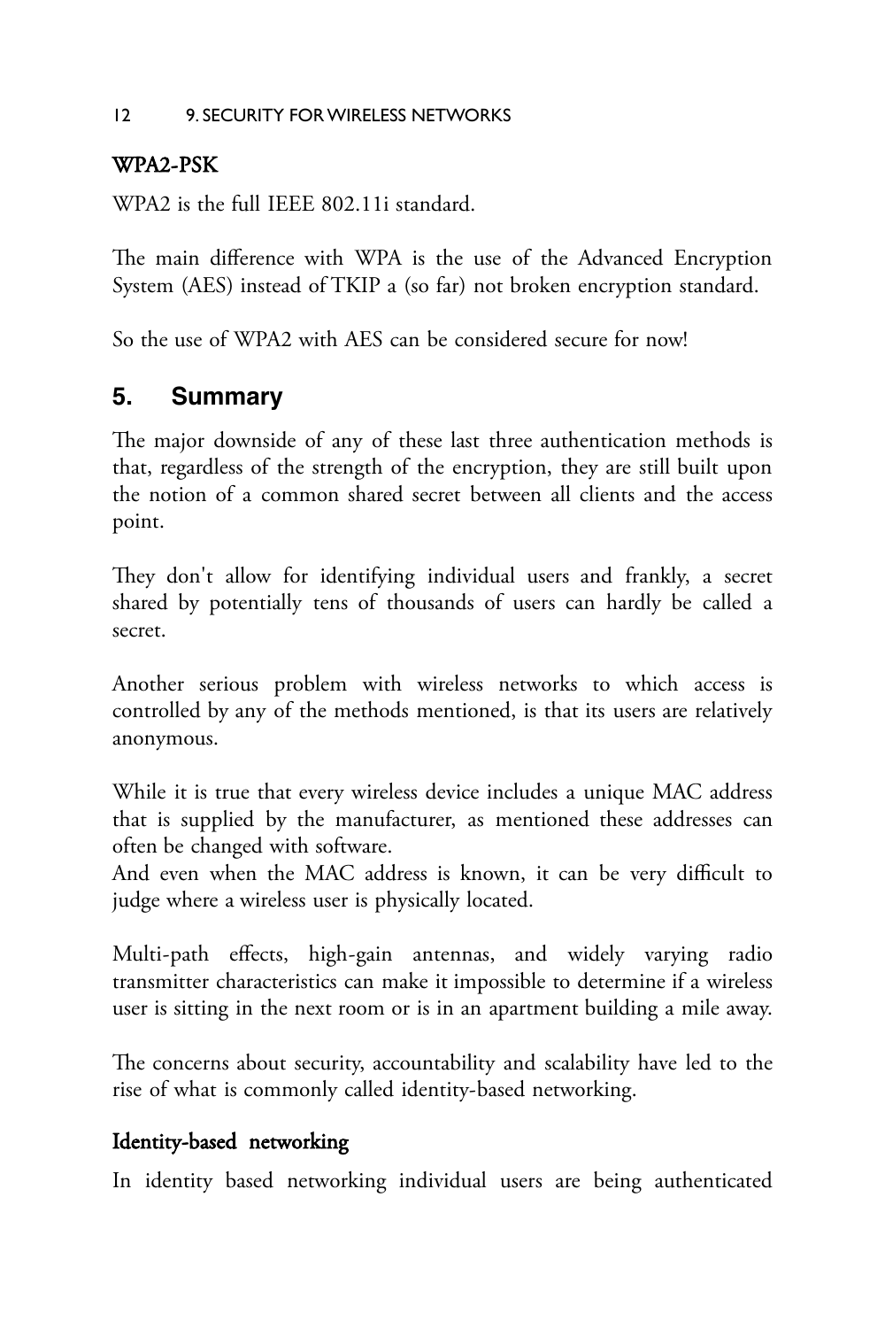### WPA2-PSK

WPA2 is the full IEEE 802.11i standard.

The main difference with WPA is the use of the Advanced Encryption System (AES) instead of TKIP a (so far) not broken encryption standard.

So the use of WPA2 with AES can be considered secure for now!

## 5. Summary

The major downside of any of these last three authentication methods is that, regardless of the strength of the encryption, they are still built upon the notion of a common shared secret between all clients and the access point.

They don't allow for identifying individual users and frankly, a secret shared by potentially tens of thousands of users can hardly be called a secret.

Another serious problem with wireless networks to which access is controlled by any of the methods mentioned, is that its users are relatively anonymous.

While it is true that every wireless device includes a unique MAC address that is supplied by the manufacturer, as mentioned these addresses can often be changed with software.
And even when the MAC address is known, it can be very difficult to judge where a wireless user is physically located.

Multi-path effects, high-gain antennas, and widely varying radio transmitter characteristics can make it impossible to determine if a wireless user is sitting in the next room or is in an apartment building a mile away.

The concerns about security, accountability and scalability have led to the rise of what is commonly called identity-based networking.

### Identity-based networking

In identity based networking individual users are being authenticated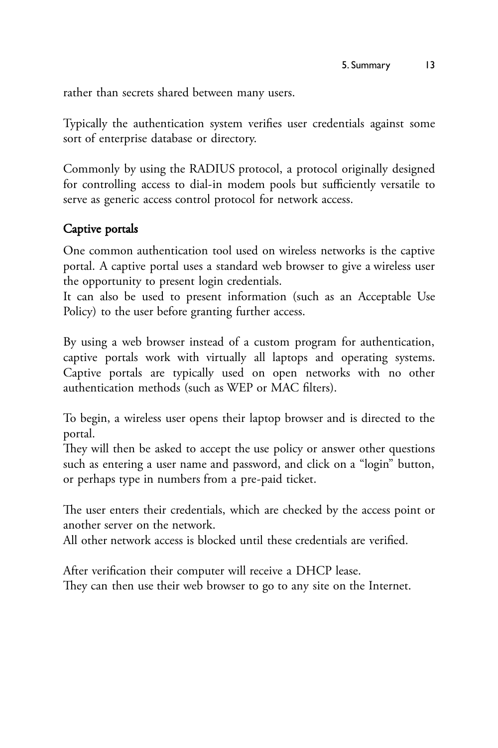rather than secrets shared between many users.

Typically the authentication system verifies user credentials against some sort of enterprise database or directory.

Commonly by using the RADIUS protocol, a protocol originally designed for controlling access to dial-in modem pools but sufficiently versatile to serve as generic access control protocol for network access.

### Captive portals

One common authentication tool used on wireless networks is the captive portal. A captive portal uses a standard web browser to give a wireless user the opportunity to present login credentials.
It can also be used to present information (such as an Acceptable Use Policy) to the user before granting further access.

By using a web browser instead of a custom program for authentication, captive portals work with virtually all laptops and operating systems. Captive portals are typically used on open networks with no other authentication methods (such as WEP or MAC filters).

To begin, a wireless user opens their laptop browser and is directed to the portal.
They will then be asked to accept the use policy or answer other questions such as entering a user name and password, and click on a “login” button, or perhaps type in numbers from a pre-paid ticket.

The user enters their credentials, which are checked by the access point or another server on the network.
All other network access is blocked until these credentials are verified.

After verification their computer will receive a DHCP lease.
They can then use their web browser to go to any site on the Internet.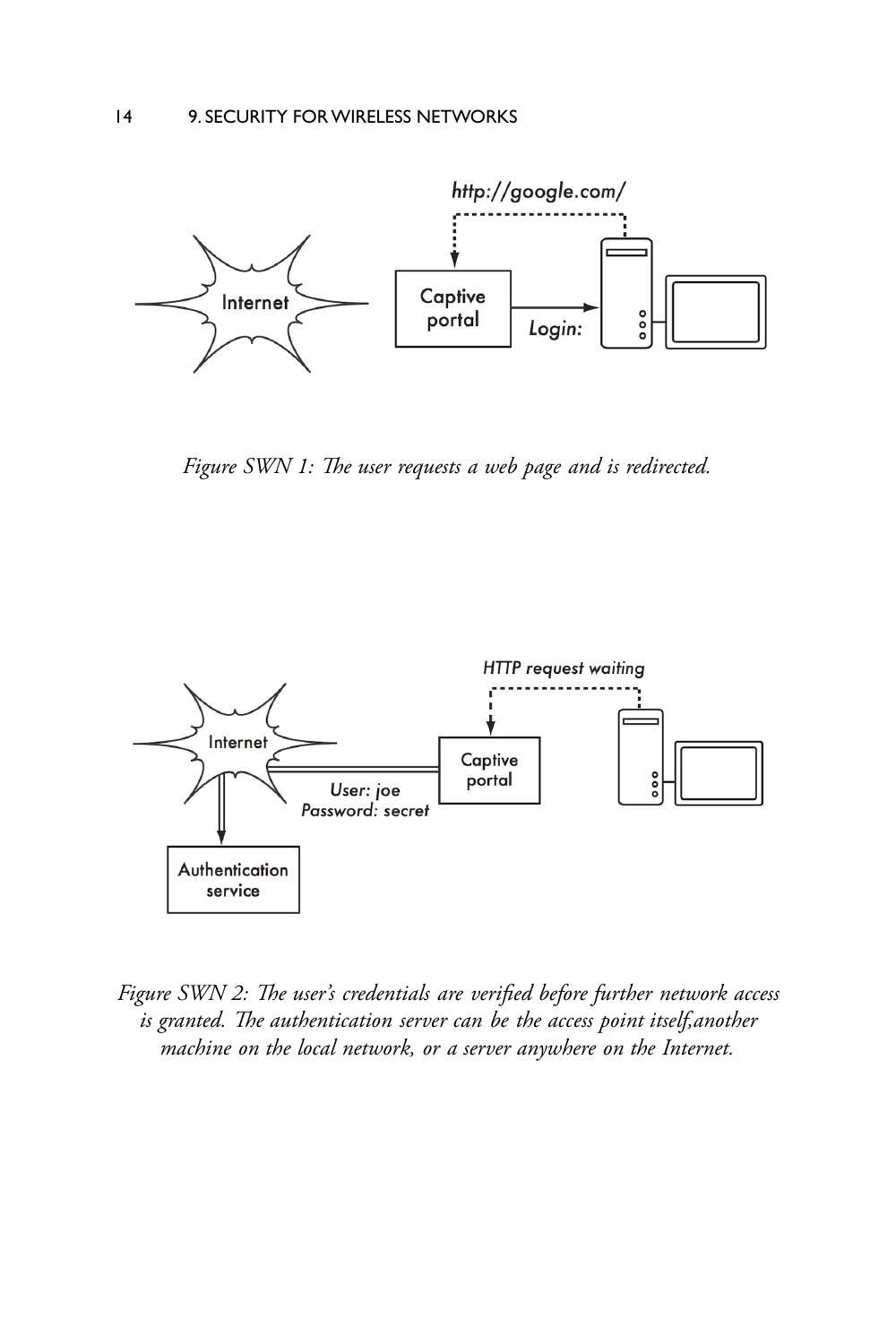*Figure SWN 1: The user requests a web page and is redirected.*

*Figure SWN 2: The user's credentials are verified before further network access is granted. The authentication server can be the access point itself,another machine on the local network, or a server anywhere on the Internet.*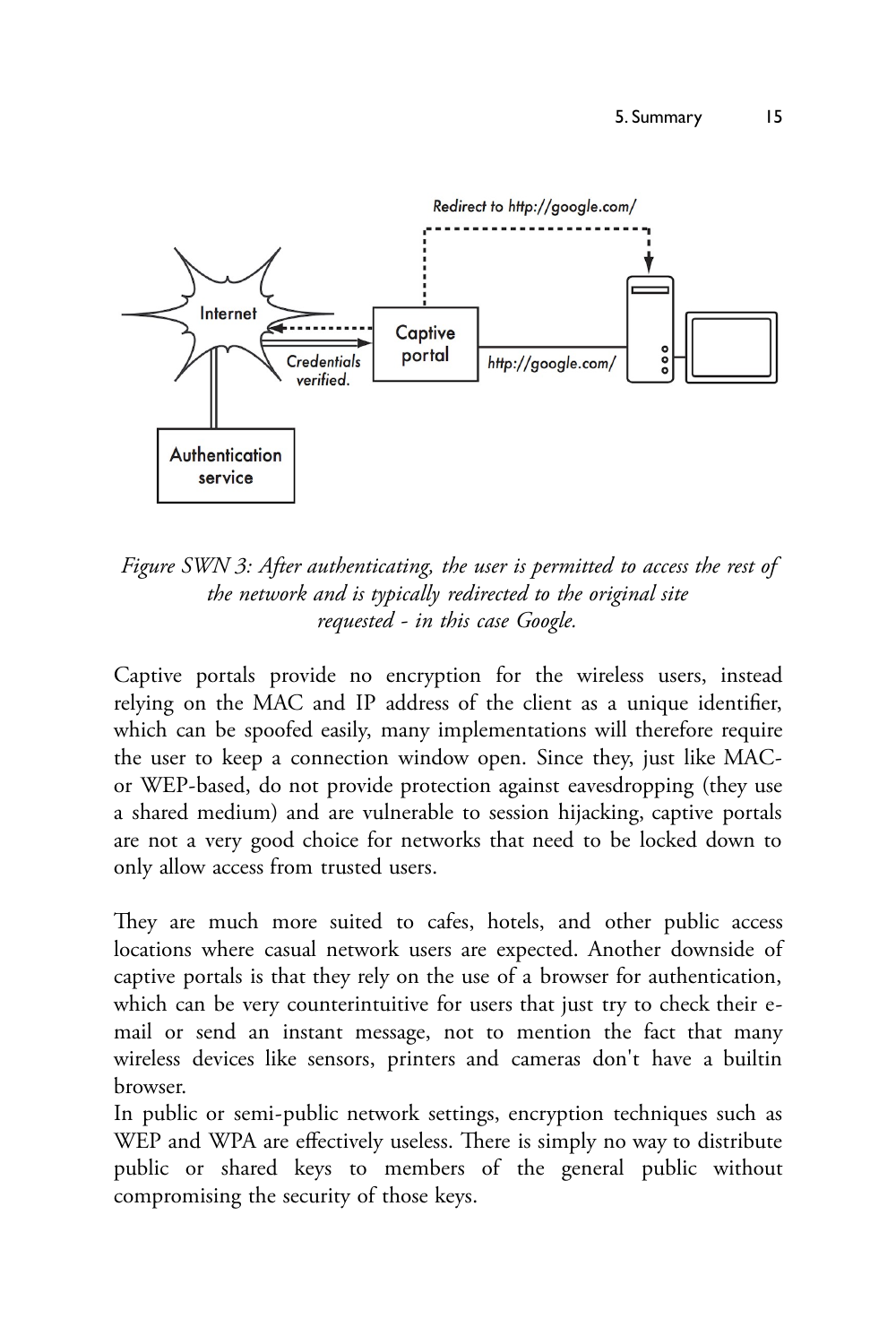*Figure SWN 3: After authenticating, the user is permitted to access the rest of the network and is typically redirected to the original site requested - in this case Google.*

Captive portals provide no encryption for the wireless users, instead relying on the MAC and IP address of the client as a unique identifier, which can be spoofed easily, many implementations will therefore require the user to keep a connection window open. Since they, just like MAC- or WEP-based, do not provide protection against eavesdropping (they use a shared medium) and are vulnerable to session hijacking, captive portals are not a very good choice for networks that need to be locked down to only allow access from trusted users.

They are much more suited to cafes, hotels, and other public access locations where casual network users are expected. Another downside of captive portals is that they rely on the use of a browser for authentication, which can be very counterintuitive for users that just try to check their e-mail or send an instant message, not to mention the fact that many wireless devices like sensors, printers and cameras don't have a builtin browser.

In public or semi-public network settings, encryption techniques such as WEP and WPA are effectively useless. There is simply no way to distribute public or shared keys to members of the general public without compromising the security of those keys.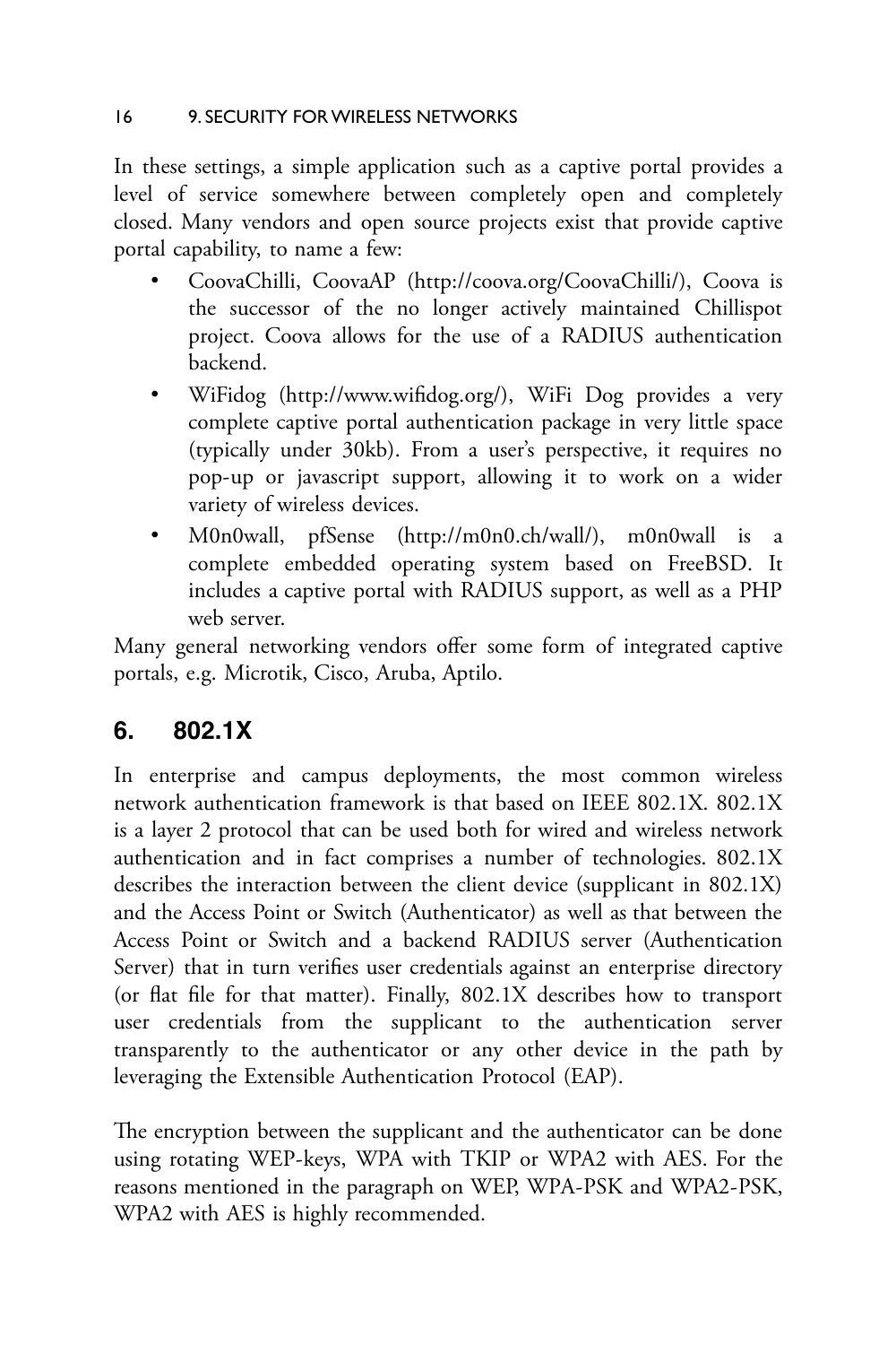In these settings, a simple application such as a captive portal provides a level of service somewhere between completely open and completely closed. Many vendors and open source projects exist that provide captive portal capability, to name a few:

- CoovaChilli, CoovaAP (http://coova.org/CoovaChilli/), Coova is the successor of the no longer actively maintained Chillispot project. Coova allows for the use of a RADIUS authentication backend.
- WiFidog (http://www.wifidog.org/), WiFi Dog provides a very complete captive portal authentication package in very little space (typically under 30kb). From a user's perspective, it requires no pop-up or javascript support, allowing it to work on a wider variety of wireless devices.
- M0n0wall, pfSense (http://m0n0.ch/wall/), m0n0wall is a complete embedded operating system based on FreeBSD. It includes a captive portal with RADIUS support, as well as a PHP web server.

Many general networking vendors offer some form of integrated captive portals, e.g. Microtik, Cisco, Aruba, Aptilo.

## 6. 802.1X

In enterprise and campus deployments, the most common wireless network authentication framework is that based on IEEE 802.1X. 802.1X is a layer 2 protocol that can be used both for wired and wireless network authentication and in fact comprises a number of technologies. 802.1X describes the interaction between the client device (supplicant in 802.1X) and the Access Point or Switch (Authenticator) as well as that between the Access Point or Switch and a backend RADIUS server (Authentication Server) that in turn verifies user credentials against an enterprise directory (or flat file for that matter). Finally, 802.1X describes how to transport user credentials from the supplicant to the authentication server transparently to the authenticator or any other device in the path by leveraging the Extensible Authentication Protocol (EAP).

The encryption between the supplicant and the authenticator can be done using rotating WEP-keys, WPA with TKIP or WPA2 with AES. For the reasons mentioned in the paragraph on WEP, WPA-PSK and WPA2-PSK, WPA2 with AES is highly recommended.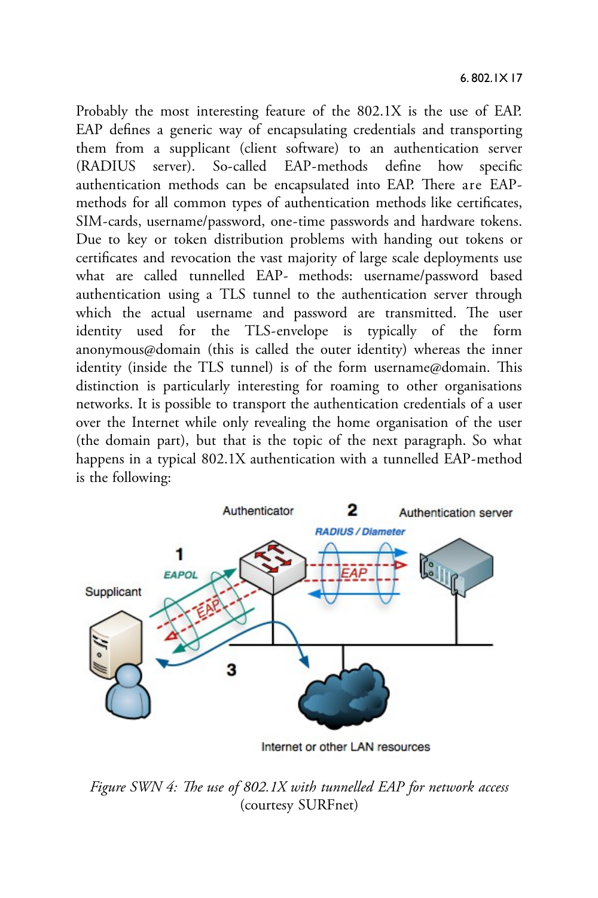Probably the most interesting feature of the 802.1X is the use of EAP. EAP defines a generic way of encapsulating credentials and transporting them from a supplicant (client software) to an authentication server (RADIUS server). So-called EAP-methods define how specific authentication methods can be encapsulated into EAP. There are EAP-methods for all common types of authentication methods like certificates, SIM-cards, username/password, one-time passwords and hardware tokens. Due to key or token distribution problems with handing out tokens or certificates and revocation the vast majority of large scale deployments use what are called tunnelled EAP- methods: username/password based authentication using a TLS tunnel to the authentication server through which the actual username and password are transmitted. The user identity used for the TLS-envelope is typically of the form anonymous@domain (this is called the outer identity) whereas the inner identity (inside the TLS tunnel) is of the form username@domain. This distinction is particularly interesting for roaming to other organisations networks. It is possible to transport the authentication credentials of a user over the Internet while only revealing the home organisation of the user (the domain part), but that is the topic of the next paragraph. So what happens in a typical 802.1X authentication with a tunnelled EAP-method is the following:

*Figure SWN 4: The use of 802.1X with tunnelled EAP for network access* (courtesy SURFnet)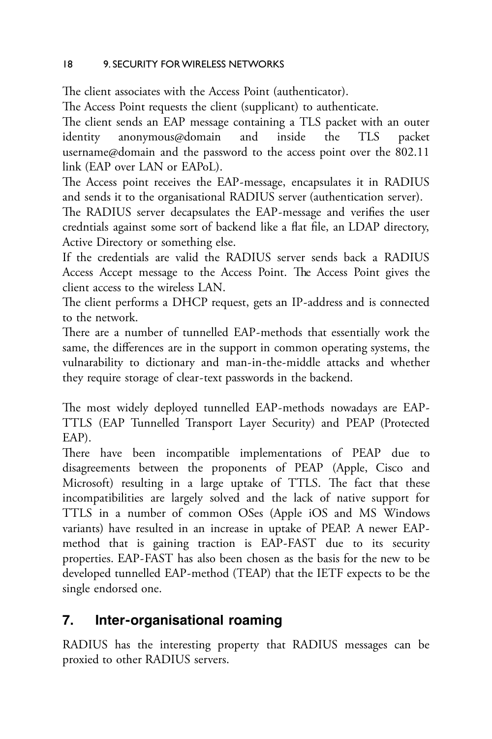The client associates with the Access Point (authenticator).

The Access Point requests the client (supplicant) to authenticate.

The client sends an EAP message containing a TLS packet with an outer identity anonymous@domain and inside the TLS packet username@domain and the password to the access point over the 802.11 link (EAP over LAN or EAPoL).

The Access point receives the EAP-message, encapsulates it in RADIUS and sends it to the organisational RADIUS server (authentication server).

The RADIUS server decapsulates the EAP-message and verifies the user credntials against some sort of backend like a flat file, an LDAP directory, Active Directory or something else.

If the credentials are valid the RADIUS server sends back a RADIUS Access Accept message to the Access Point. The Access Point gives the client access to the wireless LAN.

The client performs a DHCP request, gets an IP-address and is connected to the network.

There are a number of tunnelled EAP-methods that essentially work the same, the differences are in the support in common operating systems, the vulnarability to dictionary and man-in-the-middle attacks and whether they require storage of clear-text passwords in the backend.

The most widely deployed tunnelled EAP-methods nowadays are EAP-TTLS (EAP Tunnelled Transport Layer Security) and PEAP (Protected EAP).

There have been incompatible implementations of PEAP due to disagreements between the proponents of PEAP (Apple, Cisco and Microsoft) resulting in a large uptake of TTLS. The fact that these incompatibilities are largely solved and the lack of native support for TTLS in a number of common OSes (Apple iOS and MS Windows variants) have resulted in an increase in uptake of PEAP. A newer EAP-method that is gaining traction is EAP-FAST due to its security properties. EAP-FAST has also been chosen as the basis for the new to be developed tunnelled EAP-method (TEAP) that the IETF expects to be the single endorsed one.

## 7. Inter-organisational roaming

RADIUS has the interesting property that RADIUS messages can be proxied to other RADIUS servers.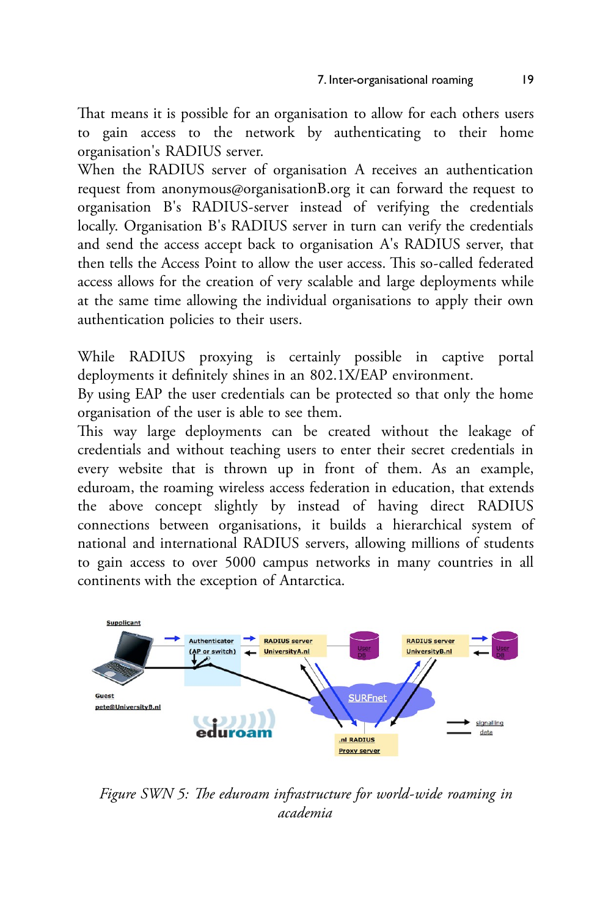That means it is possible for an organisation to allow for each others users to gain access to the network by authenticating to their home organisation's RADIUS server.
When the RADIUS server of organisation A receives an authentication request from anonymous@organisationB.org it can forward the request to organisation B's RADIUS-server instead of verifying the credentials locally. Organisation B's RADIUS server in turn can verify the credentials and send the access accept back to organisation A's RADIUS server, that then tells the Access Point to allow the user access. This so-called federated access allows for the creation of very scalable and large deployments while at the same time allowing the individual organisations to apply their own authentication policies to their users.

While RADIUS proxying is certainly possible in captive portal deployments it definitely shines in an 802.1X/EAP environment.
By using EAP the user credentials can be protected so that only the home organisation of the user is able to see them.
This way large deployments can be created without the leakage of credentials and without teaching users to enter their secret credentials in every website that is thrown up in front of them. As an example, eduroam, the roaming wireless access federation in education, that extends the above concept slightly by instead of having direct RADIUS connections between organisations, it builds a hierarchical system of national and international RADIUS servers, allowing millions of students to gain access to over 5000 campus networks in many countries in all continents with the exception of Antarctica.

*Figure SWN 5: The eduroam infrastructure for world-wide roaming in academia*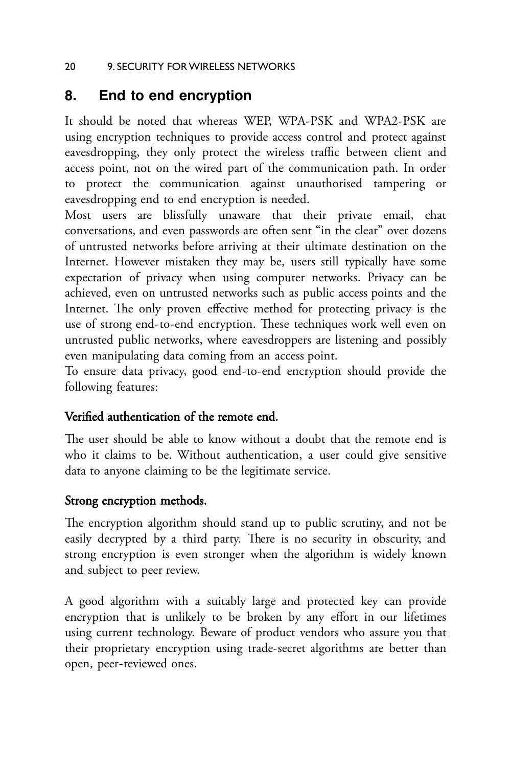## 8. End to end encryption

It should be noted that whereas WEP, WPA-PSK and WPA2-PSK are using encryption techniques to provide access control and protect against eavesdropping, they only protect the wireless traffic between client and access point, not on the wired part of the communication path. In order to protect the communication against unauthorised tampering or eavesdropping end to end encryption is needed.

Most users are blissfully unaware that their private email, chat conversations, and even passwords are often sent "in the clear" over dozens of untrusted networks before arriving at their ultimate destination on the Internet. However mistaken they may be, users still typically have some expectation of privacy when using computer networks. Privacy can be achieved, even on untrusted networks such as public access points and the Internet. The only proven effective method for protecting privacy is the use of strong end-to-end encryption. These techniques work well even on untrusted public networks, where eavesdroppers are listening and possibly even manipulating data coming from an access point.

To ensure data privacy, good end-to-end encryption should provide the following features:

### Verified authentication of the remote end.

The user should be able to know without a doubt that the remote end is who it claims to be. Without authentication, a user could give sensitive data to anyone claiming to be the legitimate service.

### Strong encryption methods.

The encryption algorithm should stand up to public scrutiny, and not be easily decrypted by a third party. There is no security in obscurity, and strong encryption is even stronger when the algorithm is widely known and subject to peer review.

A good algorithm with a suitably large and protected key can provide encryption that is unlikely to be broken by any effort in our lifetimes using current technology. Beware of product vendors who assure you that their proprietary encryption using trade-secret algorithms are better than open, peer-reviewed ones.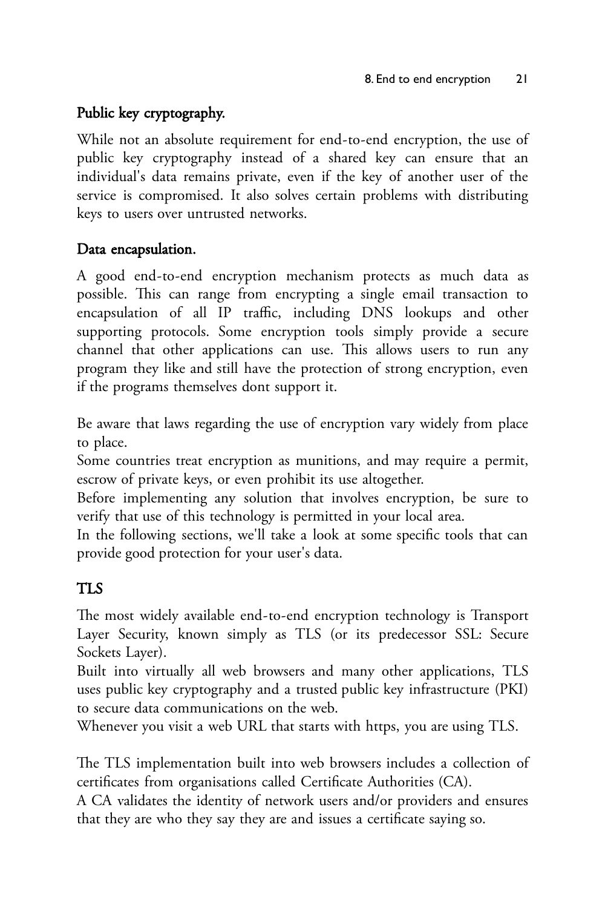### Public key cryptography.

While not an absolute requirement for end-to-end encryption, the use of public key cryptography instead of a shared key can ensure that an individual's data remains private, even if the key of another user of the service is compromised. It also solves certain problems with distributing keys to users over untrusted networks.

### Data encapsulation.

A good end-to-end encryption mechanism protects as much data as possible. This can range from encrypting a single email transaction to encapsulation of all IP traffic, including DNS lookups and other supporting protocols. Some encryption tools simply provide a secure channel that other applications can use. This allows users to run any program they like and still have the protection of strong encryption, even if the programs themselves dont support it.

Be aware that laws regarding the use of encryption vary widely from place to place.
Some countries treat encryption as munitions, and may require a permit, escrow of private keys, or even prohibit its use altogether.
Before implementing any solution that involves encryption, be sure to verify that use of this technology is permitted in your local area.
In the following sections, we'll take a look at some specific tools that can provide good protection for your user's data.

## TLS

The most widely available end-to-end encryption technology is Transport Layer Security, known simply as TLS (or its predecessor SSL: Secure Sockets Layer).
Built into virtually all web browsers and many other applications, TLS uses public key cryptography and a trusted public key infrastructure (PKI) to secure data communications on the web.
Whenever you visit a web URL that starts with https, you are using TLS.

The TLS implementation built into web browsers includes a collection of certificates from organisations called Certificate Authorities (CA).
A CA validates the identity of network users and/or providers and ensures that they are who they say they are and issues a certificate saying so.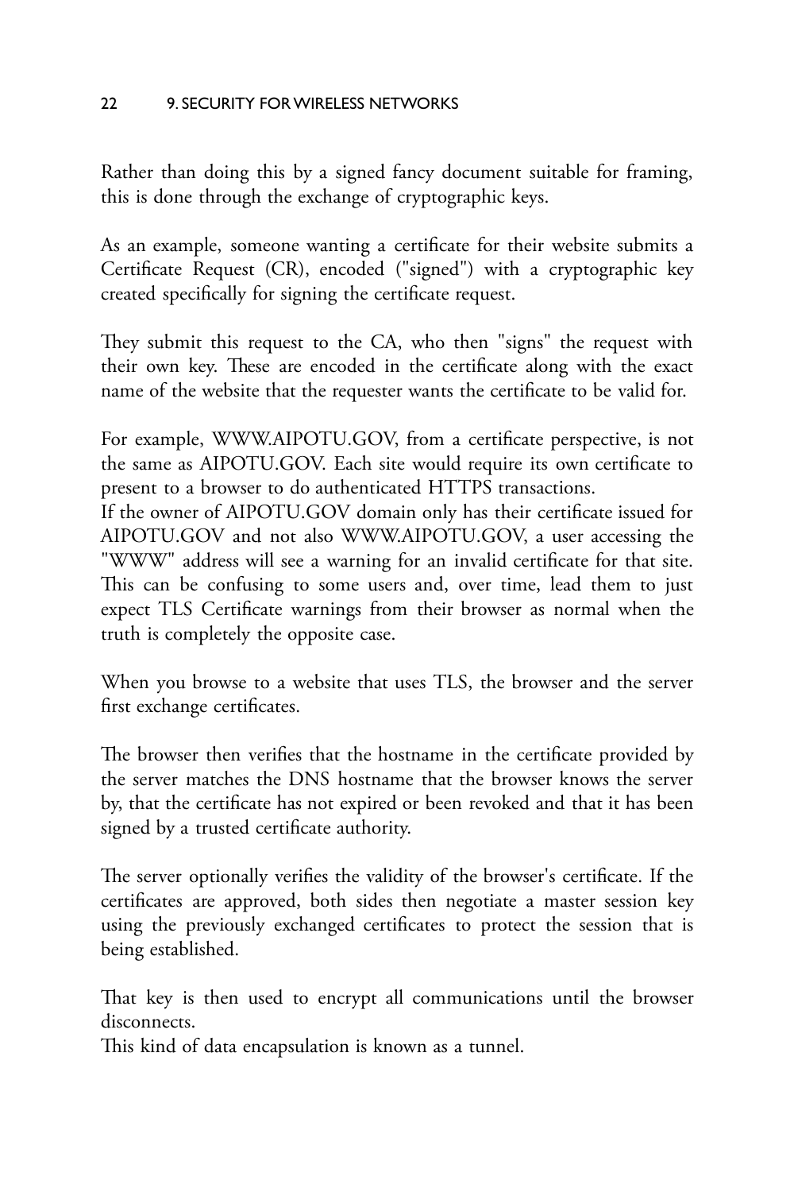Rather than doing this by a signed fancy document suitable for framing, this is done through the exchange of cryptographic keys.

As an example, someone wanting a certificate for their website submits a Certificate Request (CR), encoded ("signed") with a cryptographic key created specifically for signing the certificate request.

They submit this request to the CA, who then "signs" the request with their own key. These are encoded in the certificate along with the exact name of the website that the requester wants the certificate to be valid for.

For example, WWW.AIPOTU.GOV, from a certificate perspective, is not the same as AIPOTU.GOV. Each site would require its own certificate to present to a browser to do authenticated HTTPS transactions.
If the owner of AIPOTU.GOV domain only has their certificate issued for AIPOTU.GOV and not also WWW.AIPOTU.GOV, a user accessing the "WWW" address will see a warning for an invalid certificate for that site. This can be confusing to some users and, over time, lead them to just expect TLS Certificate warnings from their browser as normal when the truth is completely the opposite case.

When you browse to a website that uses TLS, the browser and the server first exchange certificates.

The browser then verifies that the hostname in the certificate provided by the server matches the DNS hostname that the browser knows the server by, that the certificate has not expired or been revoked and that it has been signed by a trusted certificate authority.

The server optionally verifies the validity of the browser's certificate. If the certificates are approved, both sides then negotiate a master session key using the previously exchanged certificates to protect the session that is being established.

That key is then used to encrypt all communications until the browser disconnects.
This kind of data encapsulation is known as a tunnel.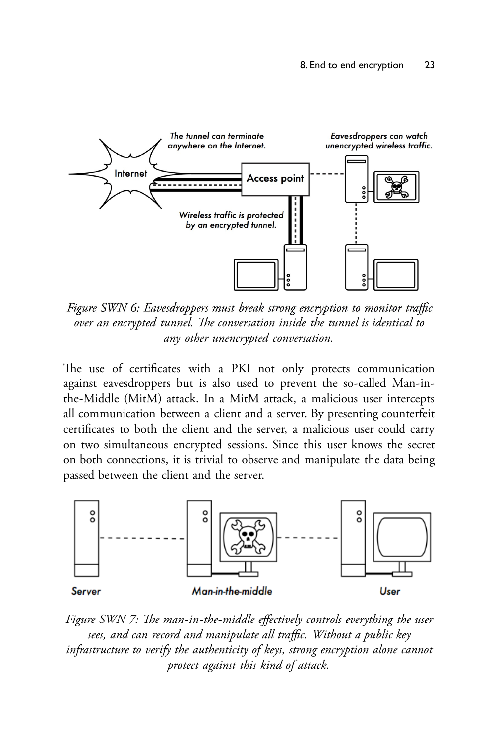*Figure SWN 6: Eavesdroppers must break strong encryption to monitor traffic over an encrypted tunnel. The conversation inside the tunnel is identical to any other unencrypted conversation.*

The use of certificates with a PKI not only protects communication against eavesdroppers but is also used to prevent the so-called Man-in-the-Middle (MitM) attack. In a MitM attack, a malicious user intercepts all communication between a client and a server. By presenting counterfeit certificates to both the client and the server, a malicious user could carry on two simultaneous encrypted sessions. Since this user knows the secret on both connections, it is trivial to observe and manipulate the data being passed between the client and the server.

*Figure SWN 7: The man-in-the-middle effectively controls everything the user sees, and can record and manipulate all traffic. Without a public key infrastructure to verify the authenticity of keys, strong encryption alone cannot protect against this kind of attack.*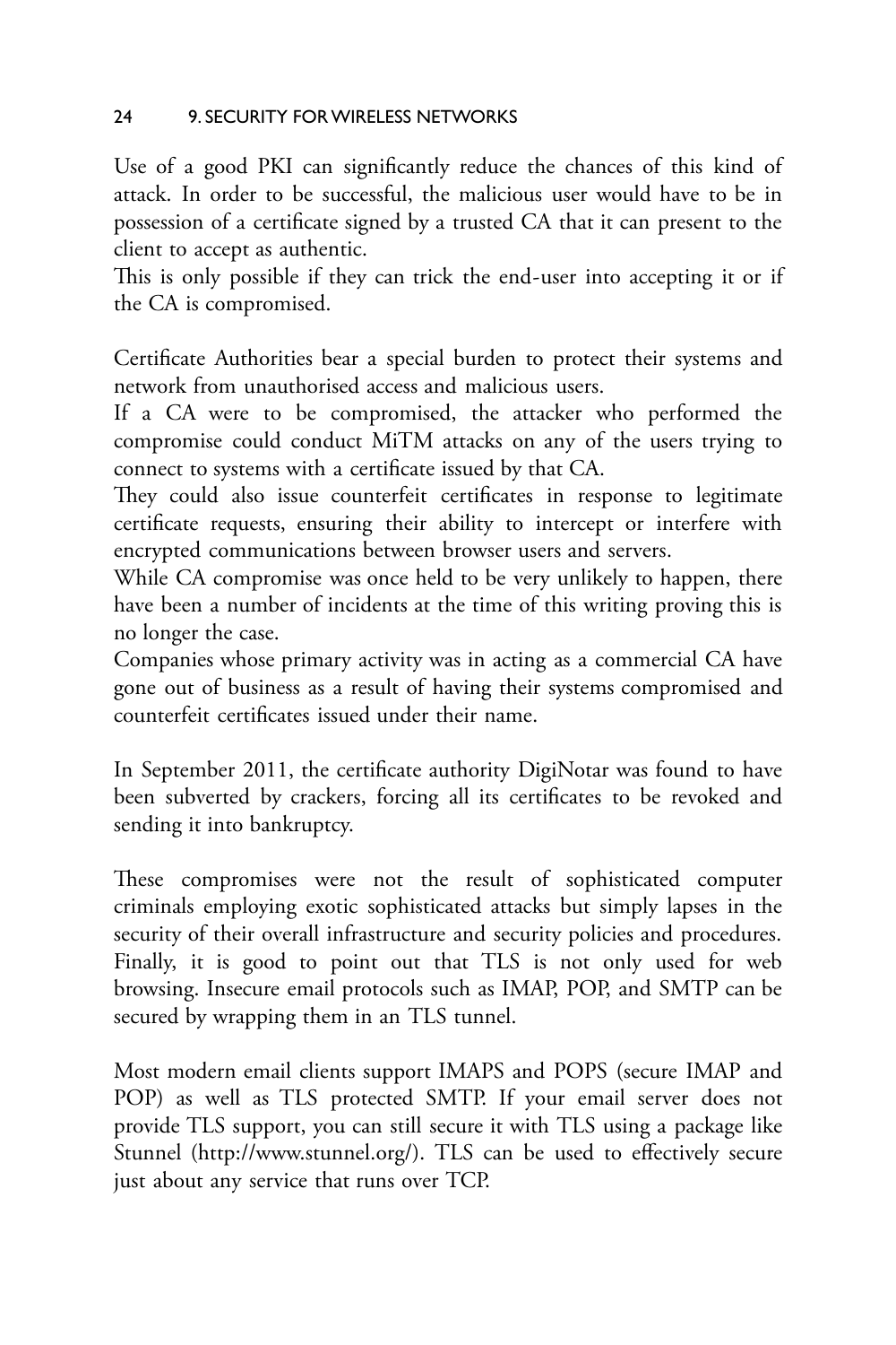Use of a good PKI can significantly reduce the chances of this kind of attack. In order to be successful, the malicious user would have to be in possession of a certificate signed by a trusted CA that it can present to the client to accept as authentic.
This is only possible if they can trick the end-user into accepting it or if the CA is compromised.

Certificate Authorities bear a special burden to protect their systems and network from unauthorised access and malicious users.
If a CA were to be compromised, the attacker who performed the compromise could conduct MiTM attacks on any of the users trying to connect to systems with a certificate issued by that CA.
They could also issue counterfeit certificates in response to legitimate certificate requests, ensuring their ability to intercept or interfere with encrypted communications between browser users and servers.
While CA compromise was once held to be very unlikely to happen, there have been a number of incidents at the time of this writing proving this is no longer the case.
Companies whose primary activity was in acting as a commercial CA have gone out of business as a result of having their systems compromised and counterfeit certificates issued under their name.

In September 2011, the certificate authority DigiNotar was found to have been subverted by crackers, forcing all its certificates to be revoked and sending it into bankruptcy.

These compromises were not the result of sophisticated computer criminals employing exotic sophisticated attacks but simply lapses in the security of their overall infrastructure and security policies and procedures.
Finally, it is good to point out that TLS is not only used for web browsing. Insecure email protocols such as IMAP, POP, and SMTP can be secured by wrapping them in an TLS tunnel.

Most modern email clients support IMAPS and POPS (secure IMAP and POP) as well as TLS protected SMTP. If your email server does not provide TLS support, you can still secure it with TLS using a package like Stunnel (http://www.stunnel.org/). TLS can be used to effectively secure just about any service that runs over TCP.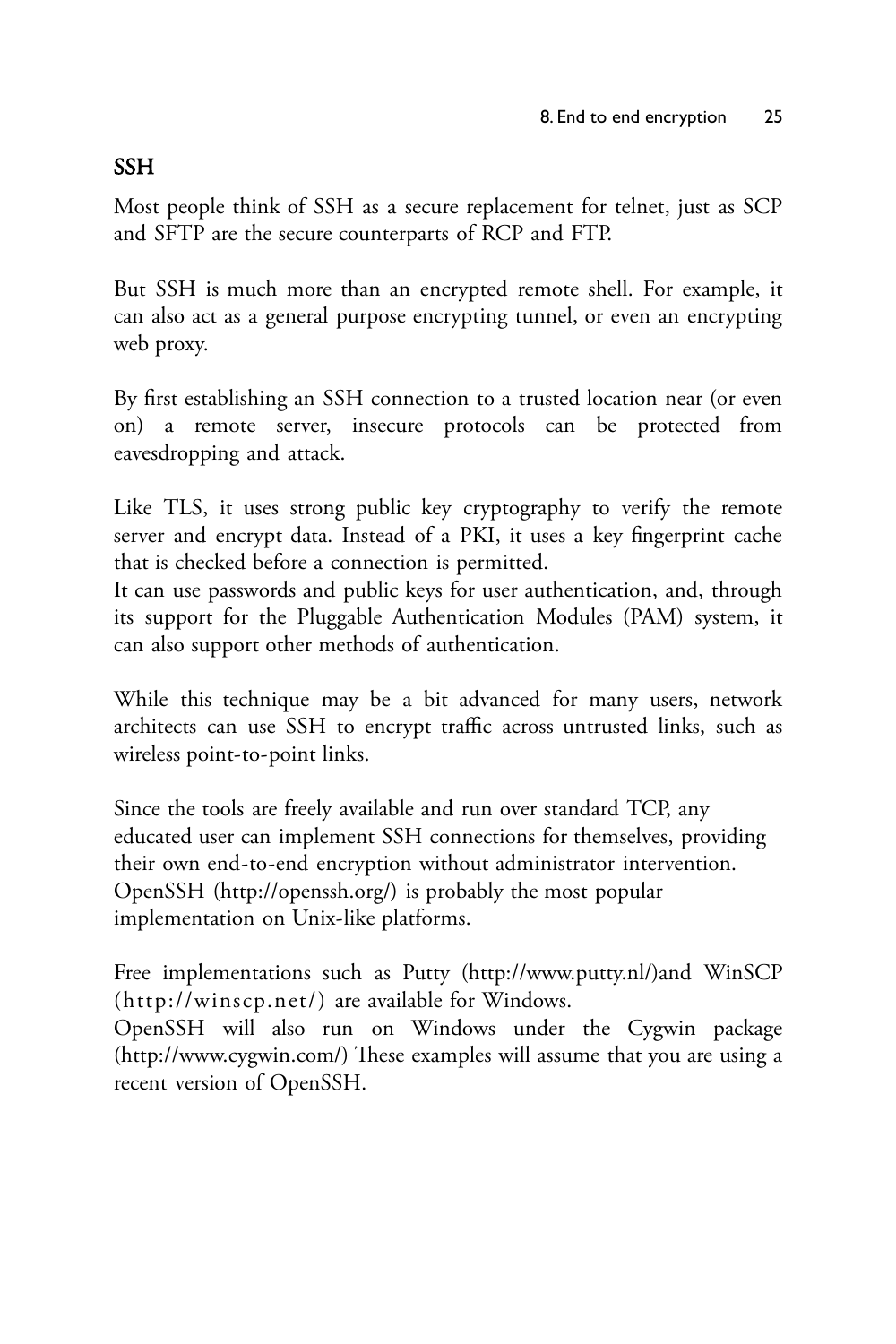## SSH

Most people think of SSH as a secure replacement for telnet, just as SCP and SFTP are the secure counterparts of RCP and FTP.

But SSH is much more than an encrypted remote shell. For example, it can also act as a general purpose encrypting tunnel, or even an encrypting web proxy.

By first establishing an SSH connection to a trusted location near (or even on) a remote server, insecure protocols can be protected from eavesdropping and attack.

Like TLS, it uses strong public key cryptography to verify the remote server and encrypt data. Instead of a PKI, it uses a key fingerprint cache that is checked before a connection is permitted.
It can use passwords and public keys for user authentication, and, through its support for the Pluggable Authentication Modules (PAM) system, it can also support other methods of authentication.

While this technique may be a bit advanced for many users, network architects can use SSH to encrypt traffic across untrusted links, such as wireless point-to-point links.

Since the tools are freely available and run over standard TCP, any educated user can implement SSH connections for themselves, providing their own end-to-end encryption without administrator intervention.
OpenSSH (http://openssh.org/) is probably the most popular implementation on Unix-like platforms.

Free implementations such as Putty (http://www.putty.nl/)and WinSCP (http://winscp.net/) are available for Windows.
OpenSSH will also run on Windows under the Cygwin package (http://www.cygwin.com/) These examples will assume that you are using a recent version of OpenSSH.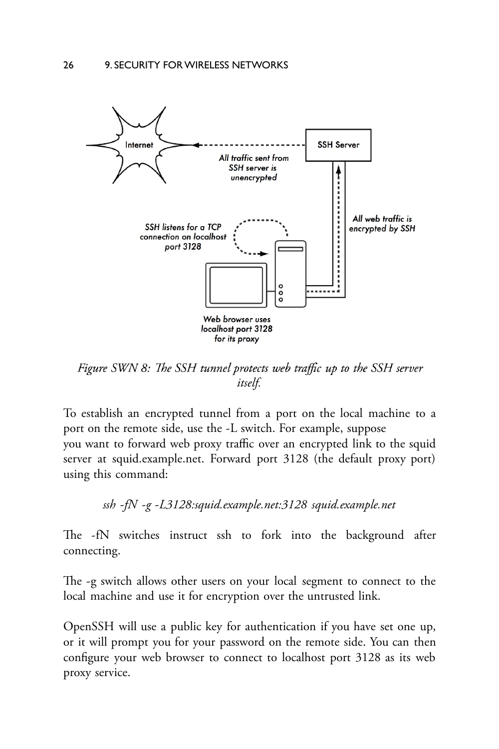*Figure SWN 8: The SSH tunnel protects web traffic up to the SSH server itself.*

To establish an encrypted tunnel from a port on the local machine to a port on the remote side, use the -L switch. For example, suppose you want to forward web proxy traffic over an encrypted link to the squid server at squid.example.net. Forward port 3128 (the default proxy port) using this command:

*ssh -fN -g -L3128:squid.example.net:3128 squid.example.net*

The -fN switches instruct ssh to fork into the background after connecting.

The -g switch allows other users on your local segment to connect to the local machine and use it for encryption over the untrusted link.

OpenSSH will use a public key for authentication if you have set one up, or it will prompt you for your password on the remote side. You can then configure your web browser to connect to localhost port 3128 as its web proxy service.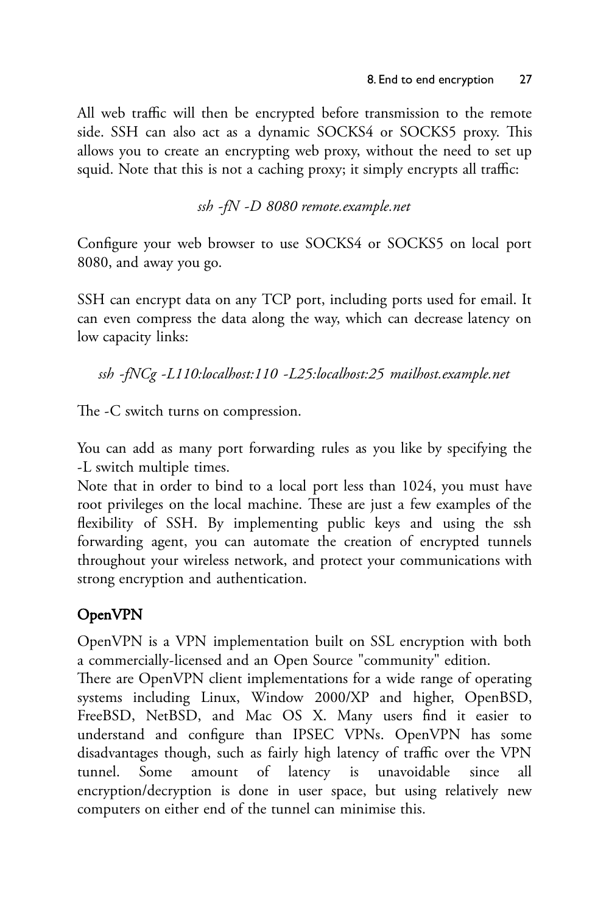All web traffic will then be encrypted before transmission to the remote side. SSH can also act as a dynamic SOCKS4 or SOCKS5 proxy. This allows you to create an encrypting web proxy, without the need to set up squid. Note that this is not a caching proxy; it simply encrypts all traffic:

*ssh -fN -D 8080 remote.example.net*

Configure your web browser to use SOCKS4 or SOCKS5 on local port 8080, and away you go.

SSH can encrypt data on any TCP port, including ports used for email. It can even compress the data along the way, which can decrease latency on low capacity links:

*ssh -fNCg -L110:localhost:110 -L25:localhost:25 mailhost.example.net*

The -C switch turns on compression.

You can add as many port forwarding rules as you like by specifying the -L switch multiple times.
Note that in order to bind to a local port less than 1024, you must have root privileges on the local machine. These are just a few examples of the flexibility of SSH. By implementing public keys and using the ssh forwarding agent, you can automate the creation of encrypted tunnels throughout your wireless network, and protect your communications with strong encryption and authentication.

## OpenVPN

OpenVPN is a VPN implementation built on SSL encryption with both a commercially-licensed and an Open Source "community" edition.
There are OpenVPN client implementations for a wide range of operating systems including Linux, Window 2000/XP and higher, OpenBSD, FreeBSD, NetBSD, and Mac OS X. Many users find it easier to understand and configure than IPSEC VPNs. OpenVPN has some disadvantages though, such as fairly high latency of traffic over the VPN tunnel. Some amount of latency is unavoidable since all encryption/decryption is done in user space, but using relatively new computers on either end of the tunnel can minimise this.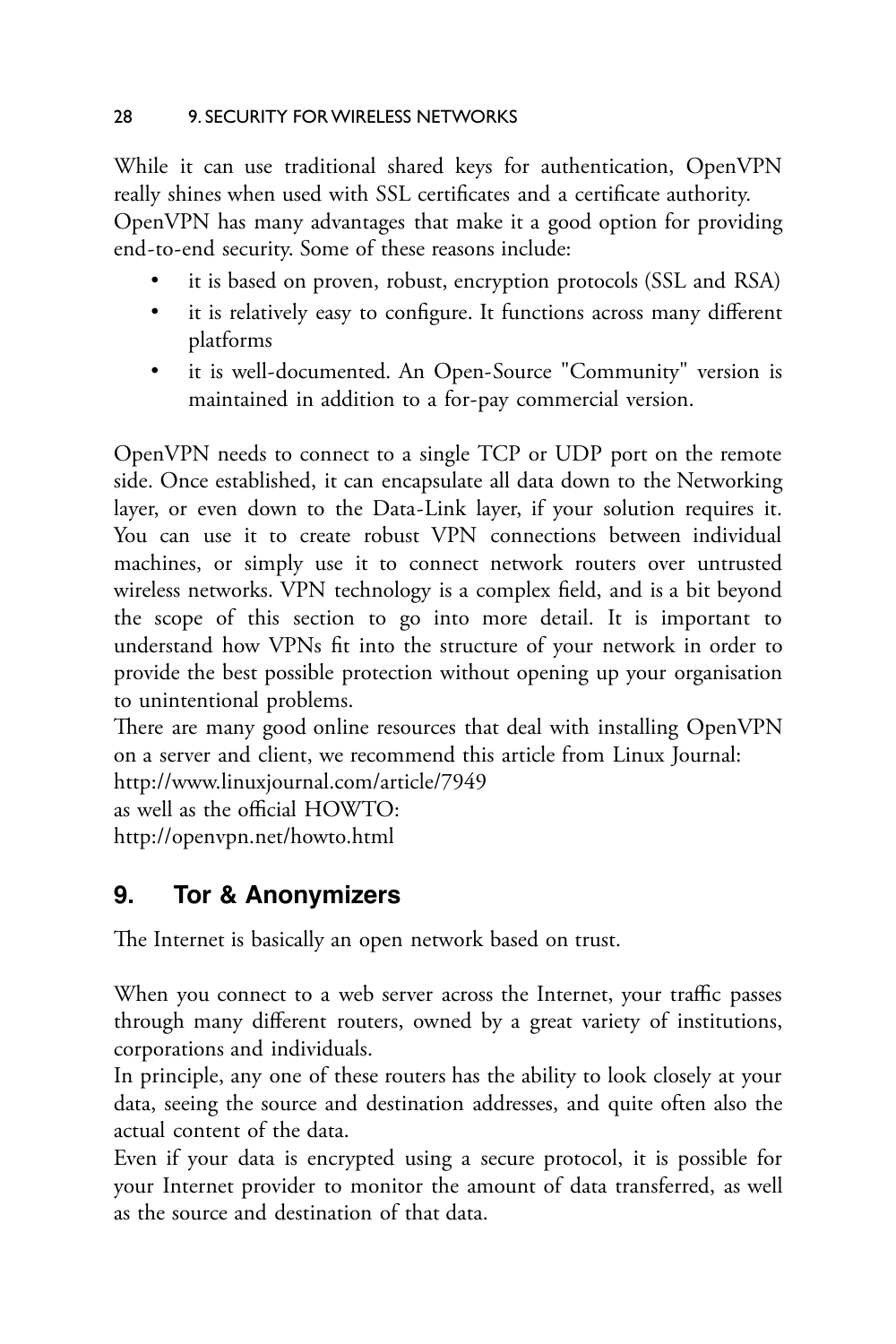While it can use traditional shared keys for authentication, OpenVPN really shines when used with SSL certificates and a certificate authority.
OpenVPN has many advantages that make it a good option for providing end-to-end security. Some of these reasons include:

- it is based on proven, robust, encryption protocols (SSL and RSA)
- it is relatively easy to configure. It functions across many different platforms
- it is well-documented. An Open-Source "Community" version is maintained in addition to a for-pay commercial version.

OpenVPN needs to connect to a single TCP or UDP port on the remote side. Once established, it can encapsulate all data down to the Networking layer, or even down to the Data-Link layer, if your solution requires it. You can use it to create robust VPN connections between individual machines, or simply use it to connect network routers over untrusted wireless networks. VPN technology is a complex field, and is a bit beyond the scope of this section to go into more detail. It is important to understand how VPNs fit into the structure of your network in order to provide the best possible protection without opening up your organisation to unintentional problems.
There are many good online resources that deal with installing OpenVPN on a server and client, we recommend this article from Linux Journal:
http://www.linuxjournal.com/article/7949
as well as the official HOWTO:
http://openvpn.net/howto.html

## 9. Tor & Anonymizers

The Internet is basically an open network based on trust.

When you connect to a web server across the Internet, your traffic passes through many different routers, owned by a great variety of institutions, corporations and individuals.
In principle, any one of these routers has the ability to look closely at your data, seeing the source and destination addresses, and quite often also the actual content of the data.
Even if your data is encrypted using a secure protocol, it is possible for your Internet provider to monitor the amount of data transferred, as well as the source and destination of that data.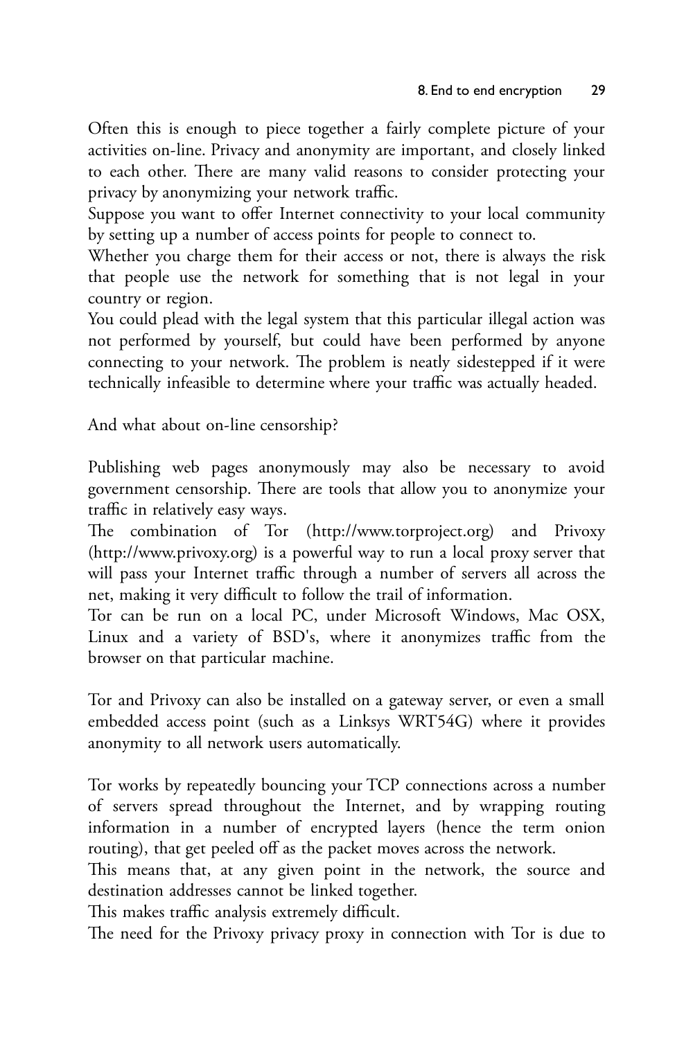Often this is enough to piece together a fairly complete picture of your activities on-line. Privacy and anonymity are important, and closely linked to each other. There are many valid reasons to consider protecting your privacy by anonymizing your network traffic.

Suppose you want to offer Internet connectivity to your local community by setting up a number of access points for people to connect to.

Whether you charge them for their access or not, there is always the risk that people use the network for something that is not legal in your country or region.

You could plead with the legal system that this particular illegal action was not performed by yourself, but could have been performed by anyone connecting to your network. The problem is neatly sidestepped if it were technically infeasible to determine where your traffic was actually headed.

And what about on-line censorship?

Publishing web pages anonymously may also be necessary to avoid government censorship. There are tools that allow you to anonymize your traffic in relatively easy ways.

The combination of Tor (http://www.torproject.org) and Privoxy (http://www.privoxy.org) is a powerful way to run a local proxy server that will pass your Internet traffic through a number of servers all across the net, making it very difficult to follow the trail of information.

Tor can be run on a local PC, under Microsoft Windows, Mac OSX, Linux and a variety of BSD's, where it anonymizes traffic from the browser on that particular machine.

Tor and Privoxy can also be installed on a gateway server, or even a small embedded access point (such as a Linksys WRT54G) where it provides anonymity to all network users automatically.

Tor works by repeatedly bouncing your TCP connections across a number of servers spread throughout the Internet, and by wrapping routing information in a number of encrypted layers (hence the term onion routing), that get peeled off as the packet moves across the network.

This means that, at any given point in the network, the source and destination addresses cannot be linked together.

This makes traffic analysis extremely difficult.

The need for the Privoxy privacy proxy in connection with Tor is due to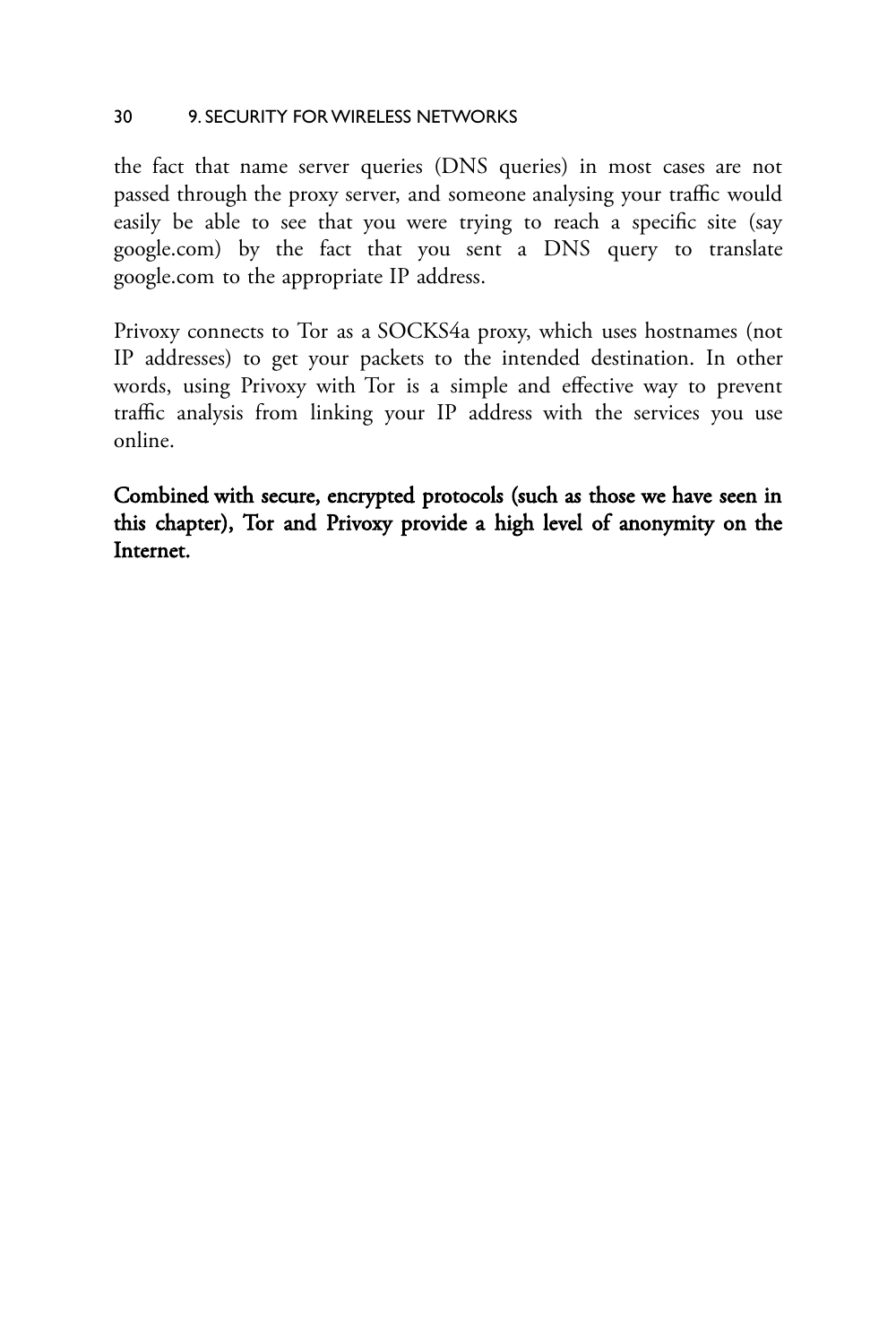the fact that name server queries (DNS queries) in most cases are not passed through the proxy server, and someone analysing your traffic would easily be able to see that you were trying to reach a specific site (say google.com) by the fact that you sent a DNS query to translate google.com to the appropriate IP address.

Privoxy connects to Tor as a SOCKS4a proxy, which uses hostnames (not IP addresses) to get your packets to the intended destination. In other words, using Privoxy with Tor is a simple and effective way to prevent traffic analysis from linking your IP address with the services you use online.

**Combined with secure, encrypted protocols (such as those we have seen in this chapter), Tor and Privoxy provide a high level of anonymity on the Internet.**